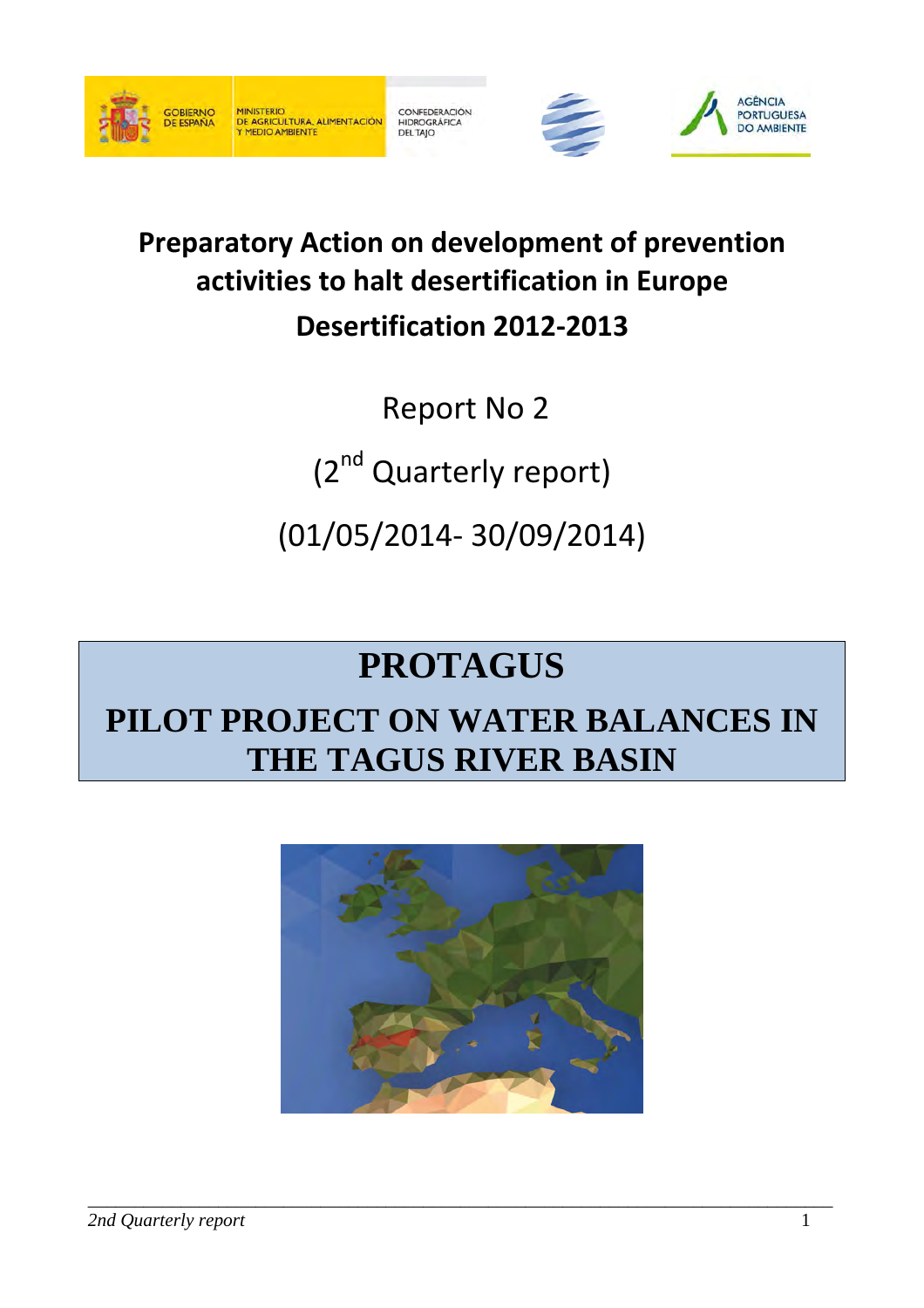GOBIERNO DE ESPAÑA | MINISTERIO DE AGRICULTURA, ALIMENTACIÓN Y MEDIO AMBIENTE | CONFEDERACIÓN HIDROGRÁFICA DEL TAJO | AGÊNCIA PORTUGUESA DO AMBIENTE

# Preparatory Action on development of prevention activities to halt desertification in Europe

# Desertification 2012-2013

Report No 2

(2nd Quarterly report)

(01/05/2014- 30/09/2014)

# PROTAGUS

## PILOT PROJECT ON WATER BALANCES IN THE TAGUS RIVER BASIN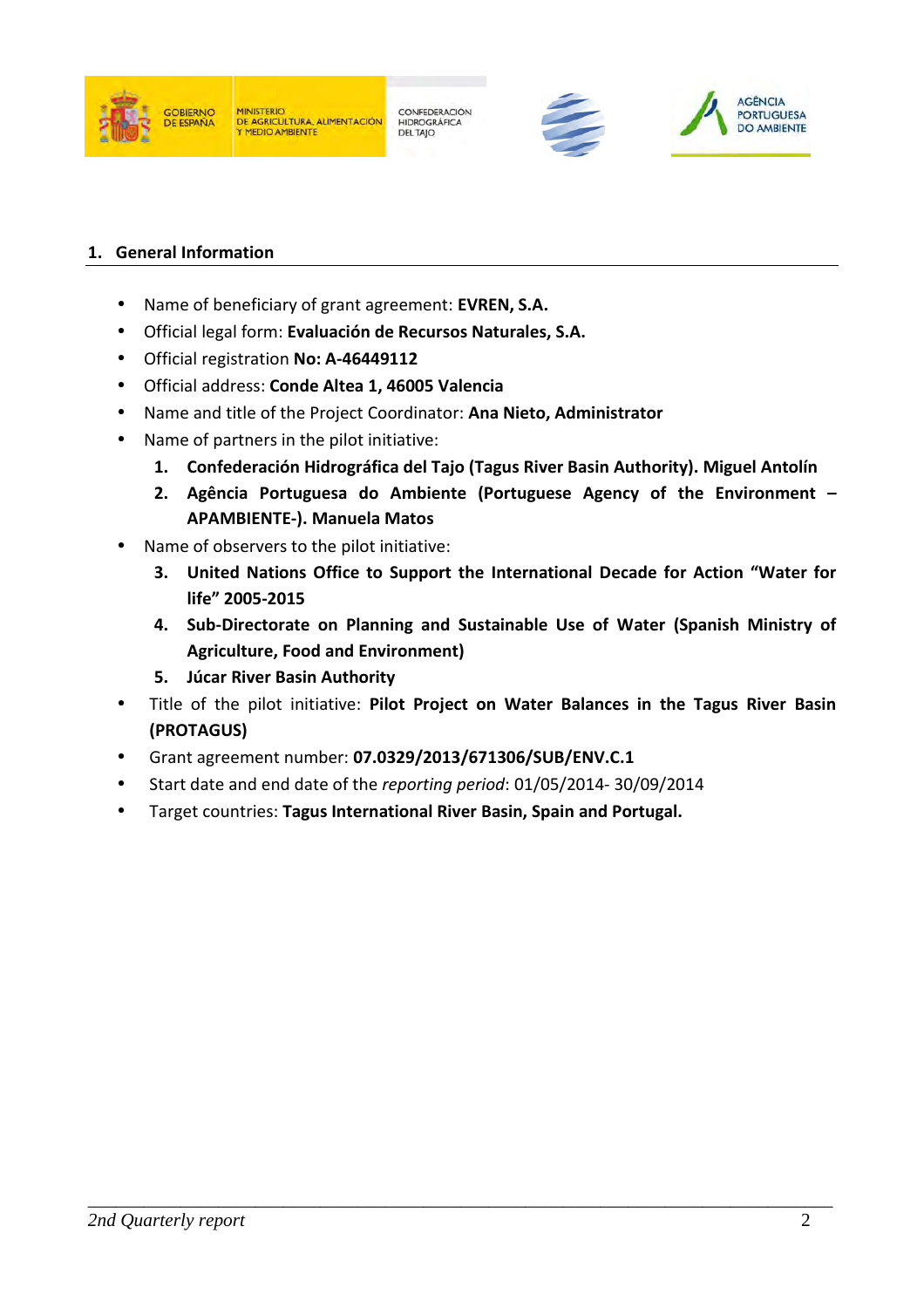## 1. General Information

- Name of beneficiary of grant agreement: **EVREN, S.A.**
- Official legal form: **Evaluación de Recursos Naturales, S.A.**
- Official registration **No: A-46449112**
- Official address: **Conde Altea 1, 46005 Valencia**
- Name and title of the Project Coordinator: **Ana Nieto, Administrator**
- Name of partners in the pilot initiative:
  1. **Confederación Hidrográfica del Tajo (Tagus River Basin Authority). Miguel Antolín**
  2. **Agência Portuguesa do Ambiente (Portuguese Agency of the Environment – APAMBIENTE-). Manuela Matos**
- Name of observers to the pilot initiative:
  3. **United Nations Office to Support the International Decade for Action "Water for life" 2005-2015**
  4. **Sub-Directorate on Planning and Sustainable Use of Water (Spanish Ministry of Agriculture, Food and Environment)**
  5. **Júcar River Basin Authority**
- Title of the pilot initiative: **Pilot Project on Water Balances in the Tagus River Basin (PROTAGUS)**
- Grant agreement number: **07.0329/2013/671306/SUB/ENV.C.1**
- Start date and end date of the *reporting period*: 01/05/2014- 30/09/2014
- Target countries: **Tagus International River Basin, Spain and Portugal.**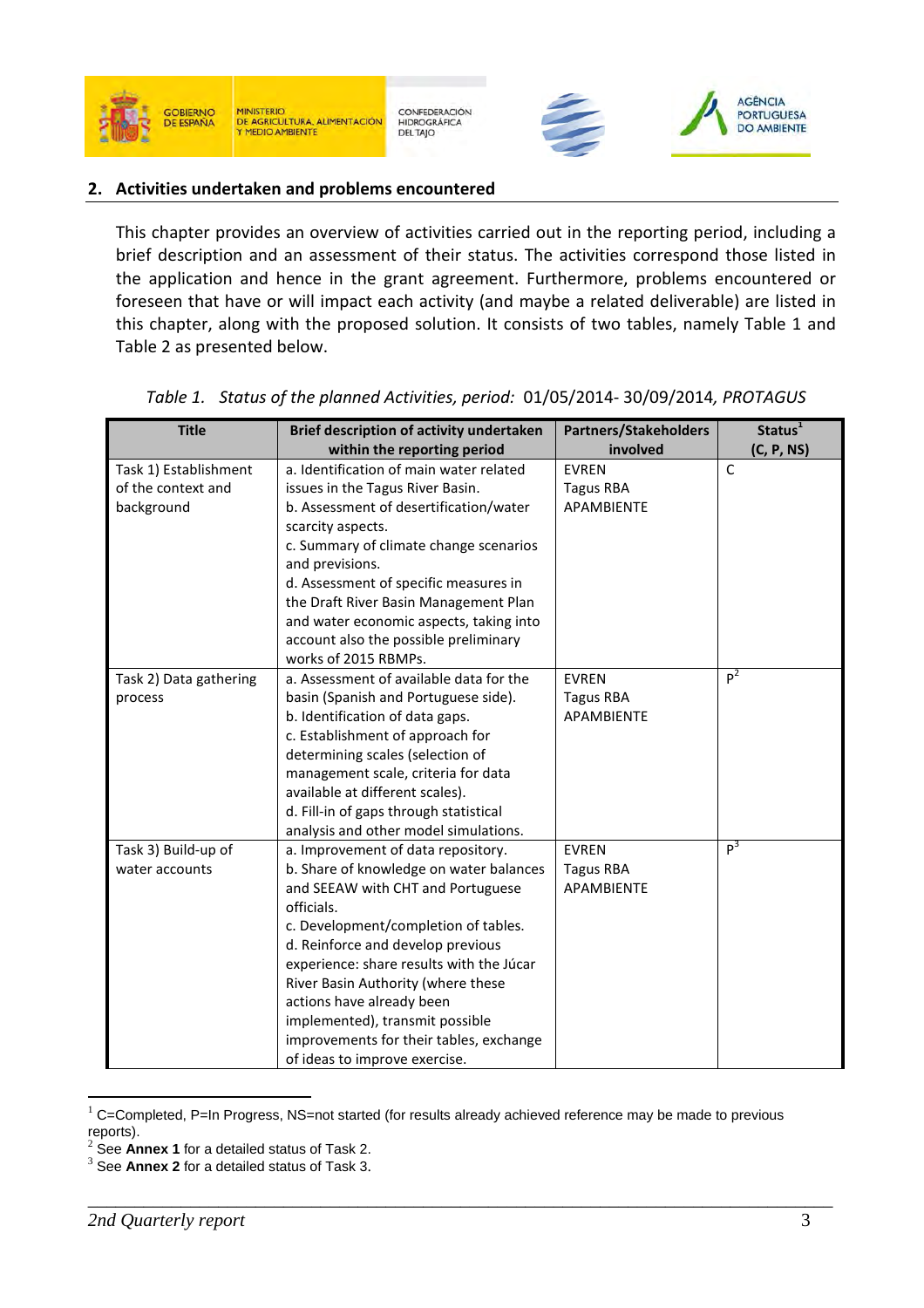## 2. Activities undertaken and problems encountered

This chapter provides an overview of activities carried out in the reporting period, including a brief description and an assessment of their status. The activities correspond those listed in the application and hence in the grant agreement. Furthermore, problems encountered or foreseen that have or will impact each activity (and maybe a related deliverable) are listed in this chapter, along with the proposed solution. It consists of two tables, namely Table 1 and Table 2 as presented below.

*Table 1. Status of the planned Activities, period:* 01/05/2014- 30/09/2014*, PROTAGUS*

| Title | Brief description of activity undertaken within the reporting period | Partners/Stakeholders involved | Status[1] (C, P, NS) |
|---|---|---|---|
| Task 1) Establishment of the context and background | a. Identification of main water related issues in the Tagus River Basin.<br>b. Assessment of desertification/water scarcity aspects.<br>c. Summary of climate change scenarios and previsions.<br>d. Assessment of specific measures in the Draft River Basin Management Plan and water economic aspects, taking into account also the possible preliminary works of 2015 RBMPs. | EVREN<br>Tagus RBA<br>APAMBIENTE | C |
| Task 2) Data gathering process | a. Assessment of available data for the basin (Spanish and Portuguese side).<br>b. Identification of data gaps.<br>c. Establishment of approach for determining scales (selection of management scale, criteria for data available at different scales).<br>d. Fill-in of gaps through statistical analysis and other model simulations. | EVREN<br>Tagus RBA<br>APAMBIENTE | P[2] |
| Task 3) Build-up of water accounts | a. Improvement of data repository.<br>b. Share of knowledge on water balances and SEEAW with CHT and Portuguese officials.<br>c. Development/completion of tables.<br>d. Reinforce and develop previous experience: share results with the Júcar River Basin Authority (where these actions have already been implemented), transmit possible improvements for their tables, exchange of ideas to improve exercise. | EVREN<br>Tagus RBA<br>APAMBIENTE | P[3] |

[1] C=Completed, P=In Progress, NS=not started (for results already achieved reference may be made to previous reports).

[2] See **Annex 1** for a detailed status of Task 2.

[3] See **Annex 2** for a detailed status of Task 3.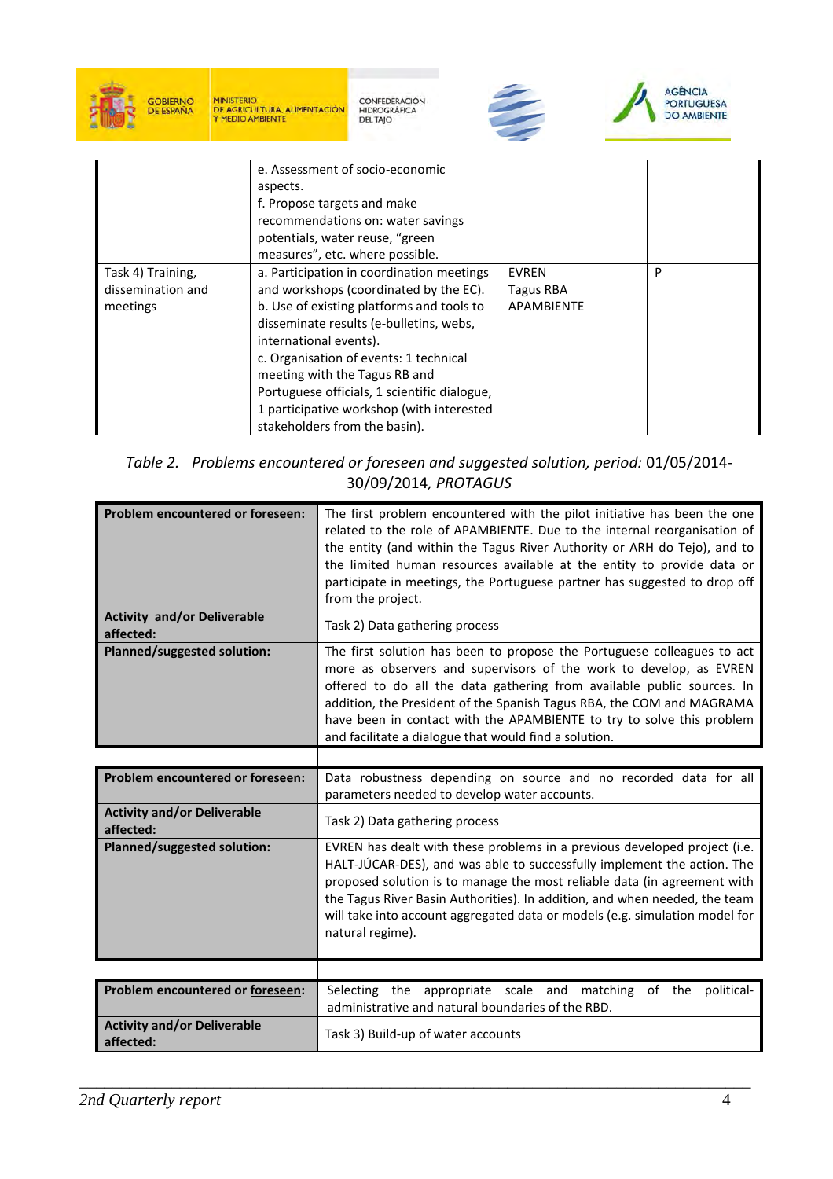| | e. Assessment of socio-economic aspects.<br>f. Propose targets and make recommendations on: water savings potentials, water reuse, "green measures", etc. where possible. | | |
|---|---|---|---|
| Task 4) Training, dissemination and meetings | a. Participation in coordination meetings and workshops (coordinated by the EC).<br>b. Use of existing platforms and tools to disseminate results (e-bulletins, webs, international events).<br>c. Organisation of events: 1 technical meeting with the Tagus RB and Portuguese officials, 1 scientific dialogue, 1 participative workshop (with interested stakeholders from the basin). | EVREN<br>Tagus RBA<br>APAMBIENTE | P |

*Table 2. Problems encountered or foreseen and suggested solution, period:* 01/05/2014-30/09/2014, *PROTAGUS*

| **Problem encountered or foreseen:** | The first problem encountered with the pilot initiative has been the one related to the role of APAMBIENTE. Due to the internal reorganisation of the entity (and within the Tagus River Authority or ARH do Tejo), and to the limited human resources available at the entity to provide data or participate in meetings, the Portuguese partner has suggested to drop off from the project. |
|---|---|
| **Activity and/or Deliverable affected:** | Task 2) Data gathering process |
| **Planned/suggested solution:** | The first solution has been to propose the Portuguese colleagues to act more as observers and supervisors of the work to develop, as EVREN offered to do all the data gathering from available public sources. In addition, the President of the Spanish Tagus RBA, the COM and MAGRAMA have been in contact with the APAMBIENTE to try to solve this problem and facilitate a dialogue that would find a solution. |

| **Problem encountered or foreseen:** | Data robustness depending on source and no recorded data for all parameters needed to develop water accounts. |
|---|---|
| **Activity and/or Deliverable affected:** | Task 2) Data gathering process |
| **Planned/suggested solution:** | EVREN has dealt with these problems in a previous developed project (i.e. HALT-JÚCAR-DES), and was able to successfully implement the action. The proposed solution is to manage the most reliable data (in agreement with the Tagus River Basin Authorities). In addition, and when needed, the team will take into account aggregated data or models (e.g. simulation model for natural regime). |

| **Problem encountered or foreseen:** | Selecting the appropriate scale and matching of the political-administrative and natural boundaries of the RBD. |
|---|---|
| **Activity and/or Deliverable affected:** | Task 3) Build-up of water accounts |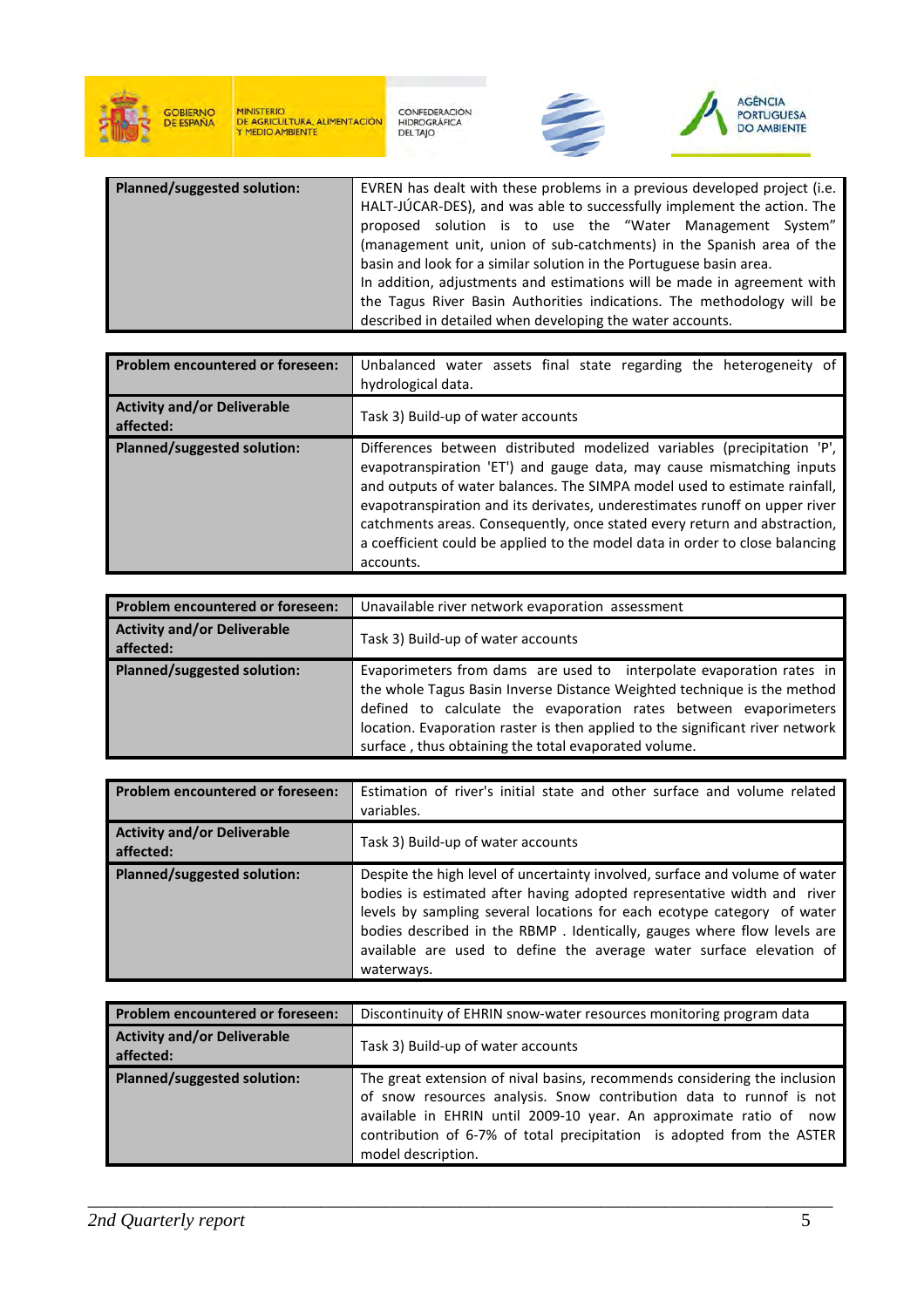| Planned/suggested solution: | EVREN has dealt with these problems in a previous developed project (i.e. HALT-JÚCAR-DES), and was able to successfully implement the action. The proposed solution is to use the "Water Management System" (management unit, union of sub-catchments) in the Spanish area of the basin and look for a similar solution in the Portuguese basin area. In addition, adjustments and estimations will be made in agreement with the Tagus River Basin Authorities indications. The methodology will be described in detailed when developing the water accounts. |
|---|---|

| Problem encountered or foreseen: | Unbalanced water assets final state regarding the heterogeneity of hydrological data. |
|---|---|
| Activity and/or Deliverable affected: | Task 3) Build-up of water accounts |
| Planned/suggested solution: | Differences between distributed modelized variables (precipitation 'P', evapotranspiration 'ET') and gauge data, may cause mismatching inputs and outputs of water balances. The SIMPA model used to estimate rainfall, evapotranspiration and its derivates, underestimates runoff on upper river catchments areas. Consequently, once stated every return and abstraction, a coefficient could be applied to the model data in order to close balancing accounts. |

| Problem encountered or foreseen: | Unavailable river network evaporation assessment |
|---|---|
| Activity and/or Deliverable affected: | Task 3) Build-up of water accounts |
| Planned/suggested solution: | Evaporimeters from dams are used to interpolate evaporation rates in the whole Tagus Basin Inverse Distance Weighted technique is the method defined to calculate the evaporation rates between evaporimeters location. Evaporation raster is then applied to the significant river network surface , thus obtaining the total evaporated volume. |

| Problem encountered or foreseen: | Estimation of river's initial state and other surface and volume related variables. |
|---|---|
| Activity and/or Deliverable affected: | Task 3) Build-up of water accounts |
| Planned/suggested solution: | Despite the high level of uncertainty involved, surface and volume of water bodies is estimated after having adopted representative width and river levels by sampling several locations for each ecotype category of water bodies described in the RBMP . Identically, gauges where flow levels are available are used to define the average water surface elevation of waterways. |

| Problem encountered or foreseen: | Discontinuity of EHRIN snow-water resources monitoring program data |
|---|---|
| Activity and/or Deliverable affected: | Task 3) Build-up of water accounts |
| Planned/suggested solution: | The great extension of nival basins, recommends considering the inclusion of snow resources analysis. Snow contribution data to runof is not available in EHRIN until 2009-10 year. An approximate ratio of now contribution of 6-7% of total precipitation is adopted from the ASTER model description. |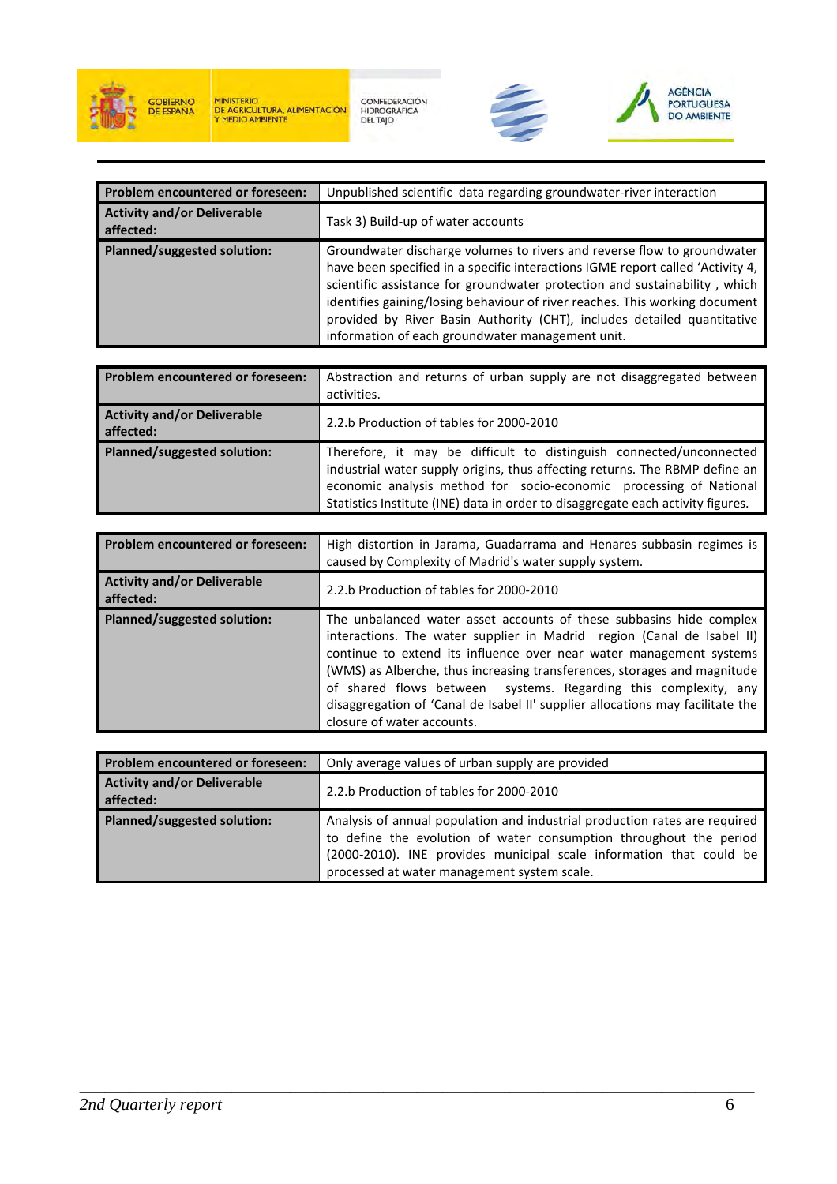| Problem encountered or foreseen: | Unpublished scientific data regarding groundwater-river interaction |
|---|---|
| **Activity and/or Deliverable affected:** | Task 3) Build-up of water accounts |
| **Planned/suggested solution:** | Groundwater discharge volumes to rivers and reverse flow to groundwater have been specified in a specific interactions IGME report called 'Activity 4, scientific assistance for groundwater protection and sustainability , which identifies gaining/losing behaviour of river reaches. This working document provided by River Basin Authority (CHT), includes detailed quantitative information of each groundwater management unit. |

| Problem encountered or foreseen: | Abstraction and returns of urban supply are not disaggregated between activities. |
|---|---|
| **Activity and/or Deliverable affected:** | 2.2.b Production of tables for 2000-2010 |
| **Planned/suggested solution:** | Therefore, it may be difficult to distinguish connected/unconnected industrial water supply origins, thus affecting returns. The RBMP define an economic analysis method for socio-economic processing of National Statistics Institute (INE) data in order to disaggregate each activity figures. |

| Problem encountered or foreseen: | High distortion in Jarama, Guadarrama and Henares subbasin regimes is caused by Complexity of Madrid's water supply system. |
|---|---|
| **Activity and/or Deliverable affected:** | 2.2.b Production of tables for 2000-2010 |
| **Planned/suggested solution:** | The unbalanced water asset accounts of these subbasins hide complex interactions. The water supplier in Madrid region (Canal de Isabel II) continue to extend its influence over near water management systems (WMS) as Alberche, thus increasing transferences, storages and magnitude of shared flows between systems. Regarding this complexity, any disaggregation of 'Canal de Isabel II' supplier allocations may facilitate the closure of water accounts. |

| Problem encountered or foreseen: | Only average values of urban supply are provided |
|---|---|
| **Activity and/or Deliverable affected:** | 2.2.b Production of tables for 2000-2010 |
| **Planned/suggested solution:** | Analysis of annual population and industrial production rates are required to define the evolution of water consumption throughout the period (2000-2010). INE provides municipal scale information that could be processed at water management system scale. |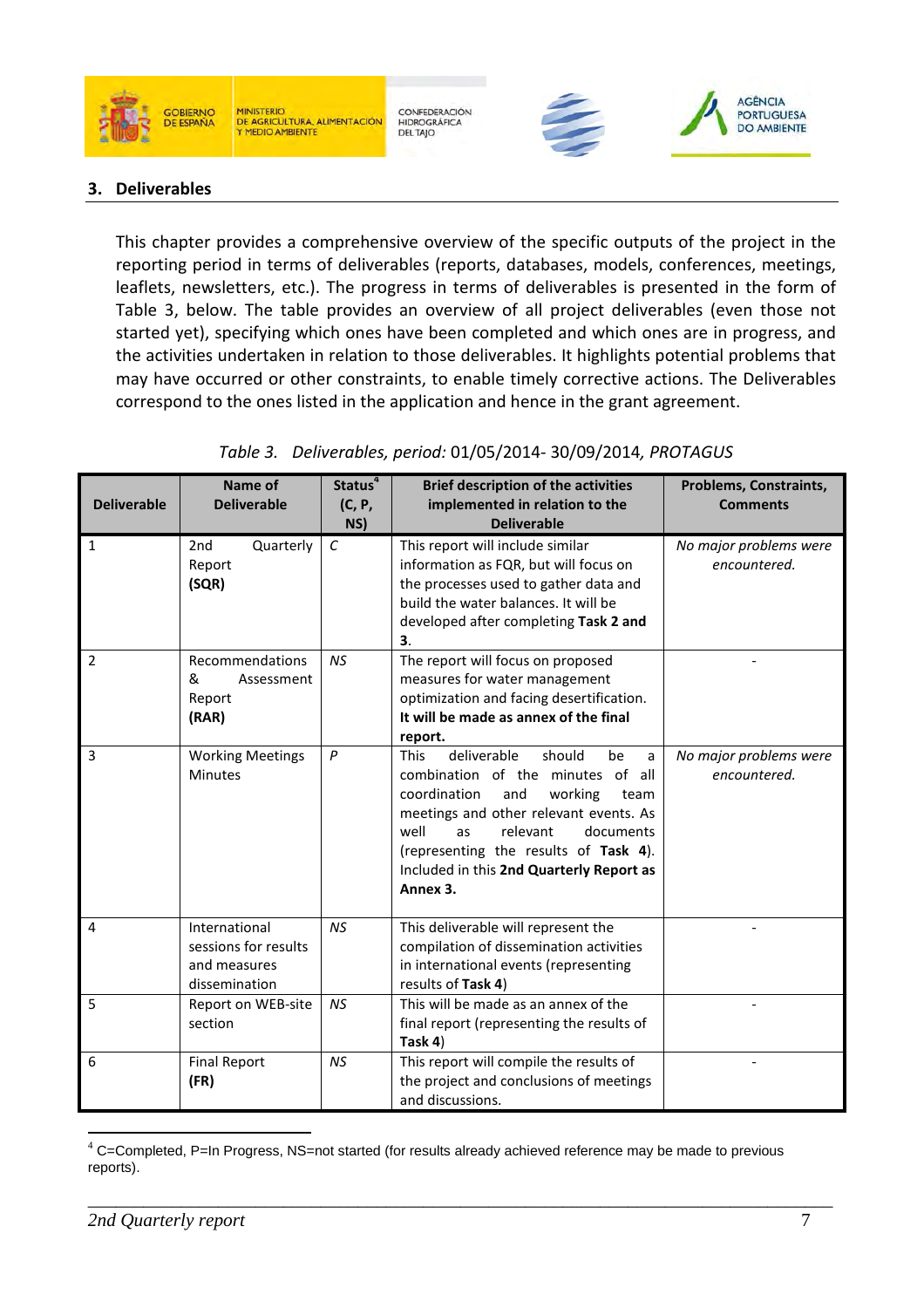## 3. Deliverables

This chapter provides a comprehensive overview of the specific outputs of the project in the reporting period in terms of deliverables (reports, databases, models, conferences, meetings, leaflets, newsletters, etc.). The progress in terms of deliverables is presented in the form of Table 3, below. The table provides an overview of all project deliverables (even those not started yet), specifying which ones have been completed and which ones are in progress, and the activities undertaken in relation to those deliverables. It highlights potential problems that may have occurred or other constraints, to enable timely corrective actions. The Deliverables correspond to the ones listed in the application and hence in the grant agreement.

*Table 3. Deliverables, period:* 01/05/2014- 30/09/2014, *PROTAGUS*

| Deliverable | Name of Deliverable | Status[4] (C, P, NS) | Brief description of the activities implemented in relation to the Deliverable | Problems, Constraints, Comments |
|---|---|---|---|---|
| 1 | 2nd Quarterly Report **(SQR)** | *C* | This report will include similar information as FQR, but will focus on the processes used to gather data and build the water balances. It will be developed after completing **Task 2 and 3**. | *No major problems were encountered.* |
| 2 | Recommendations & Assessment Report **(RAR)** | *NS* | The report will focus on proposed measures for water management optimization and facing desertification. **It will be made as annex of the final report.** | - |
| 3 | Working Meetings Minutes | *P* | This deliverable should be a combination of the minutes of all coordination and working team meetings and other relevant events. As well as relevant documents (representing the results of **Task 4**). Included in this **2nd Quarterly Report as Annex 3.** | *No major problems were encountered.* |
| 4 | International sessions for results and measures dissemination | *NS* | This deliverable will represent the compilation of dissemination activities in international events (representing results of **Task 4**) | - |
| 5 | Report on WEB-site section | *NS* | This will be made as an annex of the final report (representing the results of **Task 4**) | - |
| 6 | Final Report **(FR)** | *NS* | This report will compile the results of the project and conclusions of meetings and discussions. | - |

[4] C=Completed, P=In Progress, NS=not started (for results already achieved reference may be made to previous reports).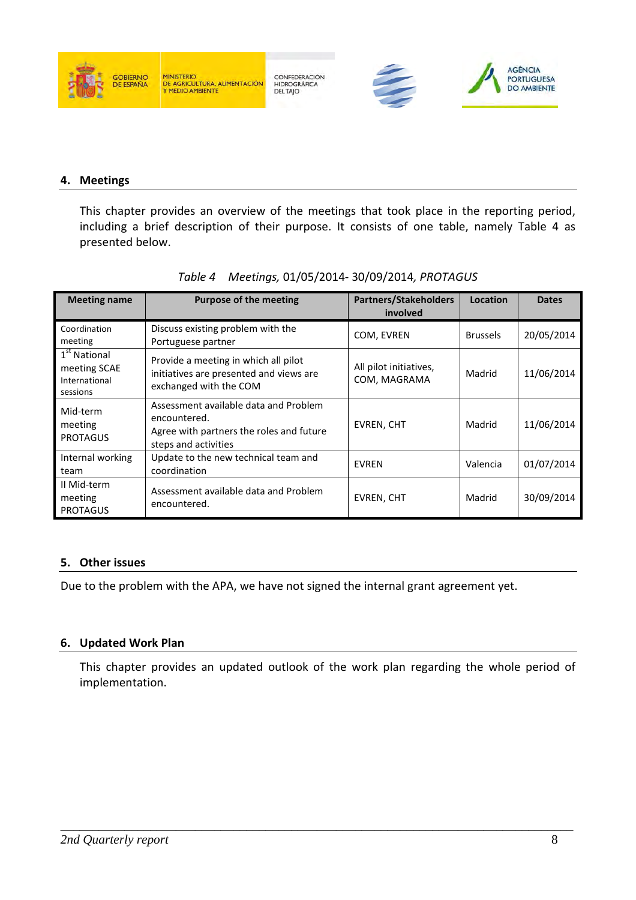## 4. Meetings

This chapter provides an overview of the meetings that took place in the reporting period, including a brief description of their purpose. It consists of one table, namely Table 4 as presented below.

*Table 4 Meetings,* 01/05/2014- 30/09/2014*, PROTAGUS*

| Meeting name | Purpose of the meeting | Partners/Stakeholders involved | Location | Dates |
|---|---|---|---|---|
| Coordination meeting | Discuss existing problem with the Portuguese partner | COM, EVREN | Brussels | 20/05/2014 |
| 1st National meeting SCAE International sessions | Provide a meeting in which all pilot initiatives are presented and views are exchanged with the COM | All pilot initiatives, COM, MAGRAMA | Madrid | 11/06/2014 |
| Mid-term meeting PROTAGUS | Assessment available data and Problem encountered.<br>Agree with partners the roles and future steps and activities | EVREN, CHT | Madrid | 11/06/2014 |
| Internal working team | Update to the new technical team and coordination | EVREN | Valencia | 01/07/2014 |
| II Mid-term meeting PROTAGUS | Assessment available data and Problem encountered. | EVREN, CHT | Madrid | 30/09/2014 |

## 5. Other issues

Due to the problem with the APA, we have not signed the internal grant agreement yet.

## 6. Updated Work Plan

This chapter provides an updated outlook of the work plan regarding the whole period of implementation.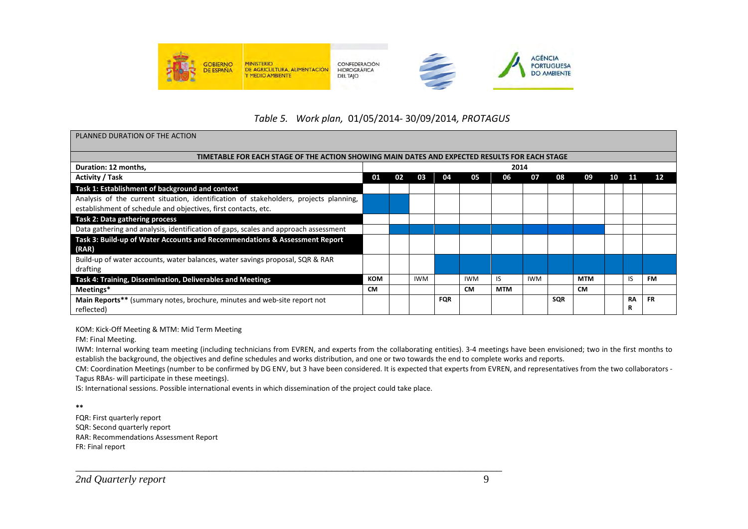*Table 5. Work plan,* 01/05/2014- 30/09/2014*, PROTAGUS*

| PLANNED DURATION OF THE ACTION | | | | | | | | | | | | |
|---|---|---|---|---|---|---|---|---|---|---|---|---|
| **TIMETABLE FOR EACH STAGE OF THE ACTION SHOWING MAIN DATES AND EXPECTED RESULTS FOR EACH STAGE** | | | | | | | | | | | | |
| **Duration: 12 months,** | **2014** | | | | | | | | | | | |
| **Activity / Task** | **01** | **02** | **03** | **04** | **05** | **06** | **07** | **08** | **09** | **10** | **11** | **12** |
| **Task 1: Establishment of background and context** | | | | | | | | | | | | |
| Analysis of the current situation, identification of stakeholders, projects planning, establishment of schedule and objectives, first contacts, etc. | | | | | | | | | | | | |
| **Task 2: Data gathering process** | | | | | | | | | | | | |
| Data gathering and analysis, identification of gaps, scales and approach assessment | | | | | | | | | | | | |
| **Task 3: Build-up of Water Accounts and Recommendations & Assessment Report (RAR)** | | | | | | | | | | | | |
| Build-up of water accounts, water balances, water savings proposal, SQR & RAR drafting | | | | | | | | | | | | |
| **Task 4: Training, Dissemination, Deliverables and Meetings** | **KOM** | | IWM | | IWM | IS | IWM | | **MTM** | | IS | **FM** |
| **Meetings*** | **CM** | | | | **CM** | **MTM** | | | **CM** | | | |
| **Main Reports**** (summary notes, brochure, minutes and web-site report not reflected) | | | | **FQR** | | | | **SQR** | | | **RAR** | **FR** |

KOM: Kick-Off Meeting & MTM: Mid Term Meeting

FM: Final Meeting.

IWM: Internal working team meeting (including technicians from EVREN, and experts from the collaborating entities). 3-4 meetings have been envisioned; two in the first months to establish the background, the objectives and define schedules and works distribution, and one or two towards the end to complete works and reports.

CM: Coordination Meetings (number to be confirmed by DG ENV, but 3 have been considered. It is expected that experts from EVREN, and representatives from the two collaborators - Tagus RBAs- will participate in these meetings).

IS: International sessions. Possible international events in which dissemination of the project could take place.

**

FQR: First quarterly report

SQR: Second quarterly report

RAR: Recommendations Assessment Report

FR: Final report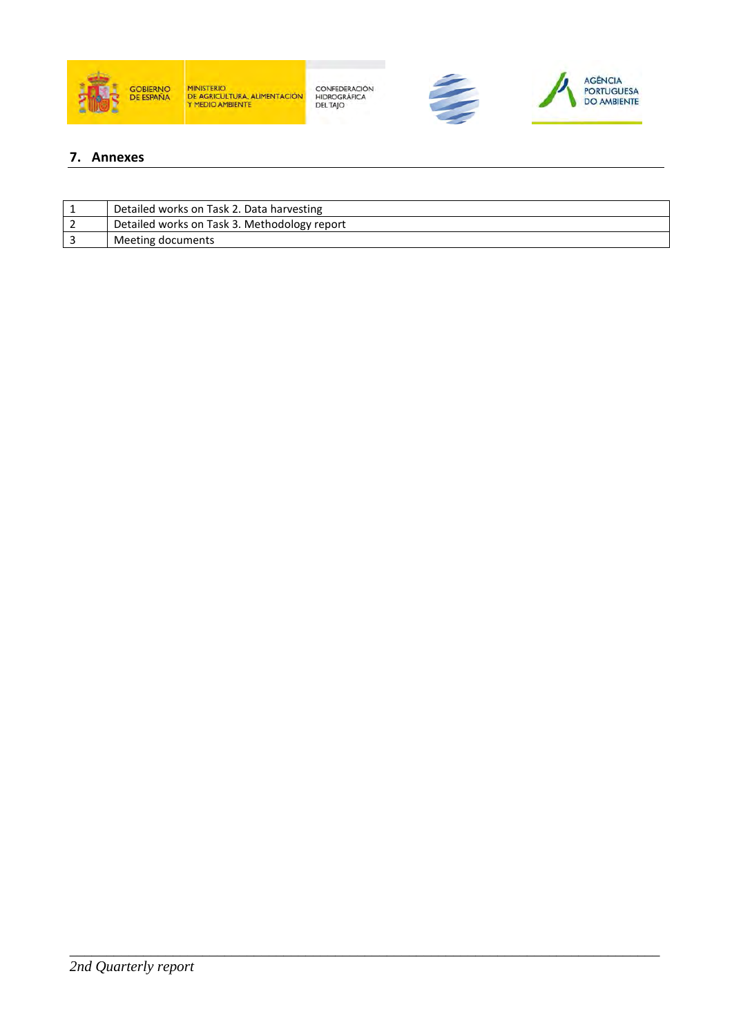## 7. Annexes

| | |
|---|---|
| 1 | Detailed works on Task 2. Data harvesting |
| 2 | Detailed works on Task 3. Methodology report |
| 3 | Meeting documents |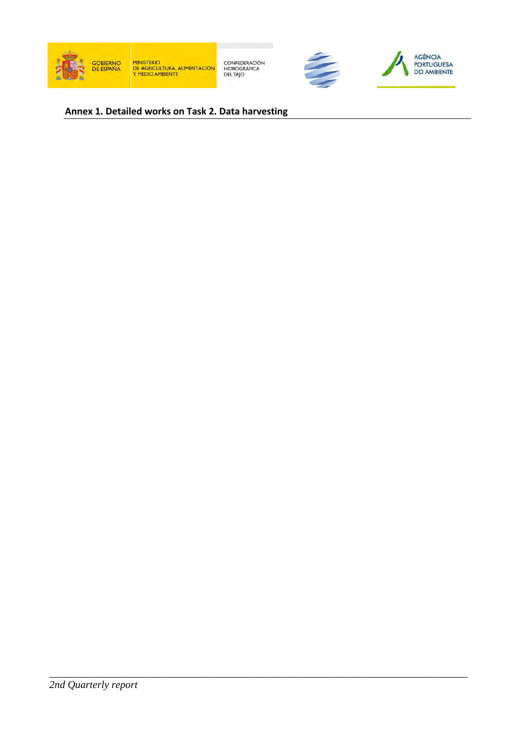## Annex 1. Detailed works on Task 2. Data harvesting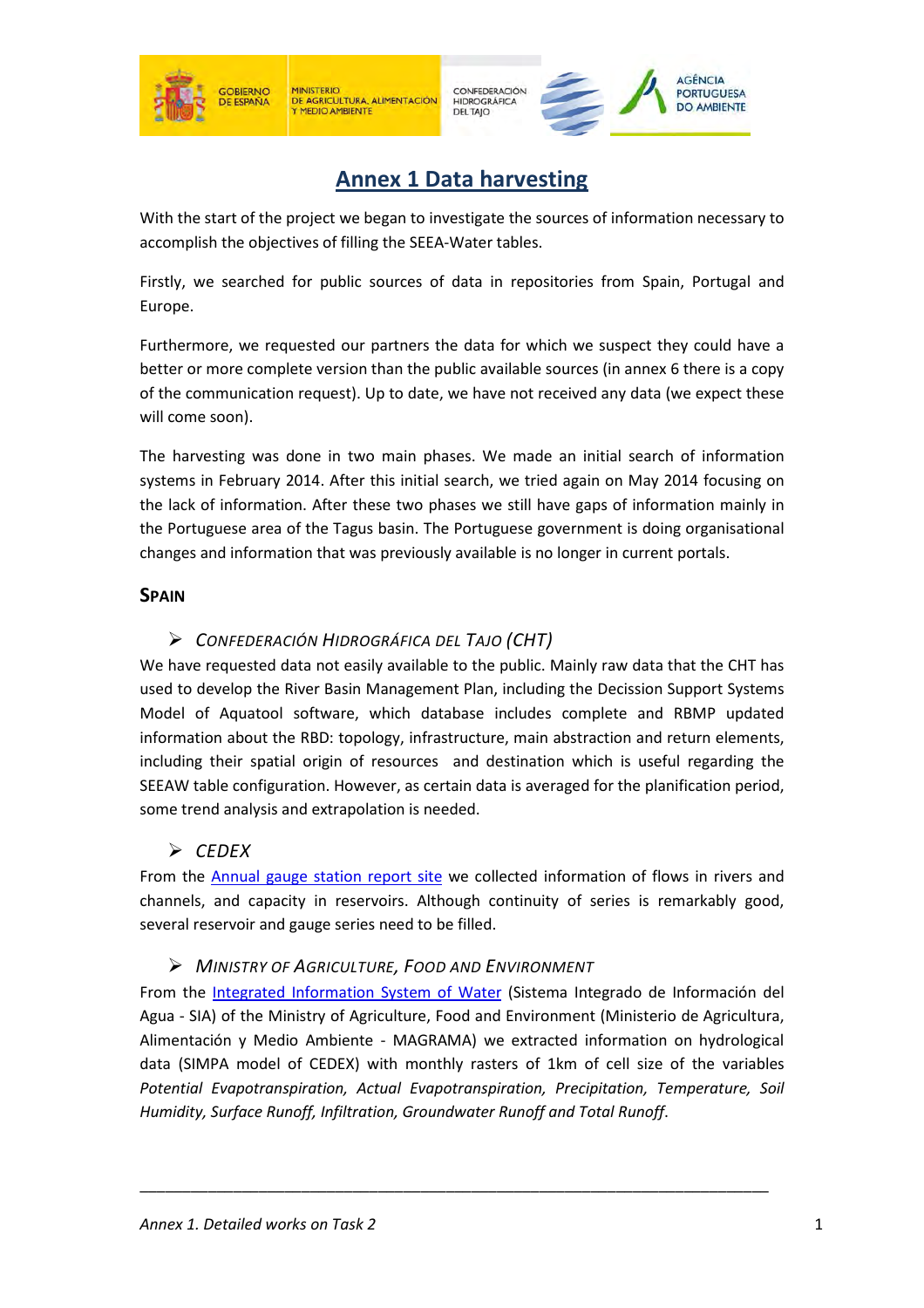# Annex 1 Data harvesting

With the start of the project we began to investigate the sources of information necessary to accomplish the objectives of filling the SEEA-Water tables.

Firstly, we searched for public sources of data in repositories from Spain, Portugal and Europe.

Furthermore, we requested our partners the data for which we suspect they could have a better or more complete version than the public available sources (in annex 6 there is a copy of the communication request). Up to date, we have not received any data (we expect these will come soon).

The harvesting was done in two main phases. We made an initial search of information systems in February 2014. After this initial search, we tried again on May 2014 focusing on the lack of information. After these two phases we still have gaps of information mainly in the Portuguese area of the Tagus basin. The Portuguese government is doing organisational changes and information that was previously available is no longer in current portals.

## Spain

- *Confederación Hidrográfica del Tajo (CHT)*

We have requested data not easily available to the public. Mainly raw data that the CHT has used to develop the River Basin Management Plan, including the Decission Support Systems Model of Aquatool software, which database includes complete and RBMP updated information about the RBD: topology, infrastructure, main abstraction and return elements, including their spatial origin of resources and destination which is useful regarding the SEEAW table configuration. However, as certain data is averaged for the planification period, some trend analysis and extrapolation is needed.

- *CEDEX*

From the Annual gauge station report site we collected information of flows in rivers and channels, and capacity in reservoirs. Although continuity of series is remarkably good, several reservoir and gauge series need to be filled.

- *Ministry of Agriculture, Food and Environment*

From the Integrated Information System of Water (Sistema Integrado de Información del Agua - SIA) of the Ministry of Agriculture, Food and Environment (Ministerio de Agricultura, Alimentación y Medio Ambiente - MAGRAMA) we extracted information on hydrological data (SIMPA model of CEDEX) with monthly rasters of 1km of cell size of the variables *Potential Evapotranspiration, Actual Evapotranspiration, Precipitation, Temperature, Soil Humidity, Surface Runoff, Infiltration, Groundwater Runoff and Total Runoff*.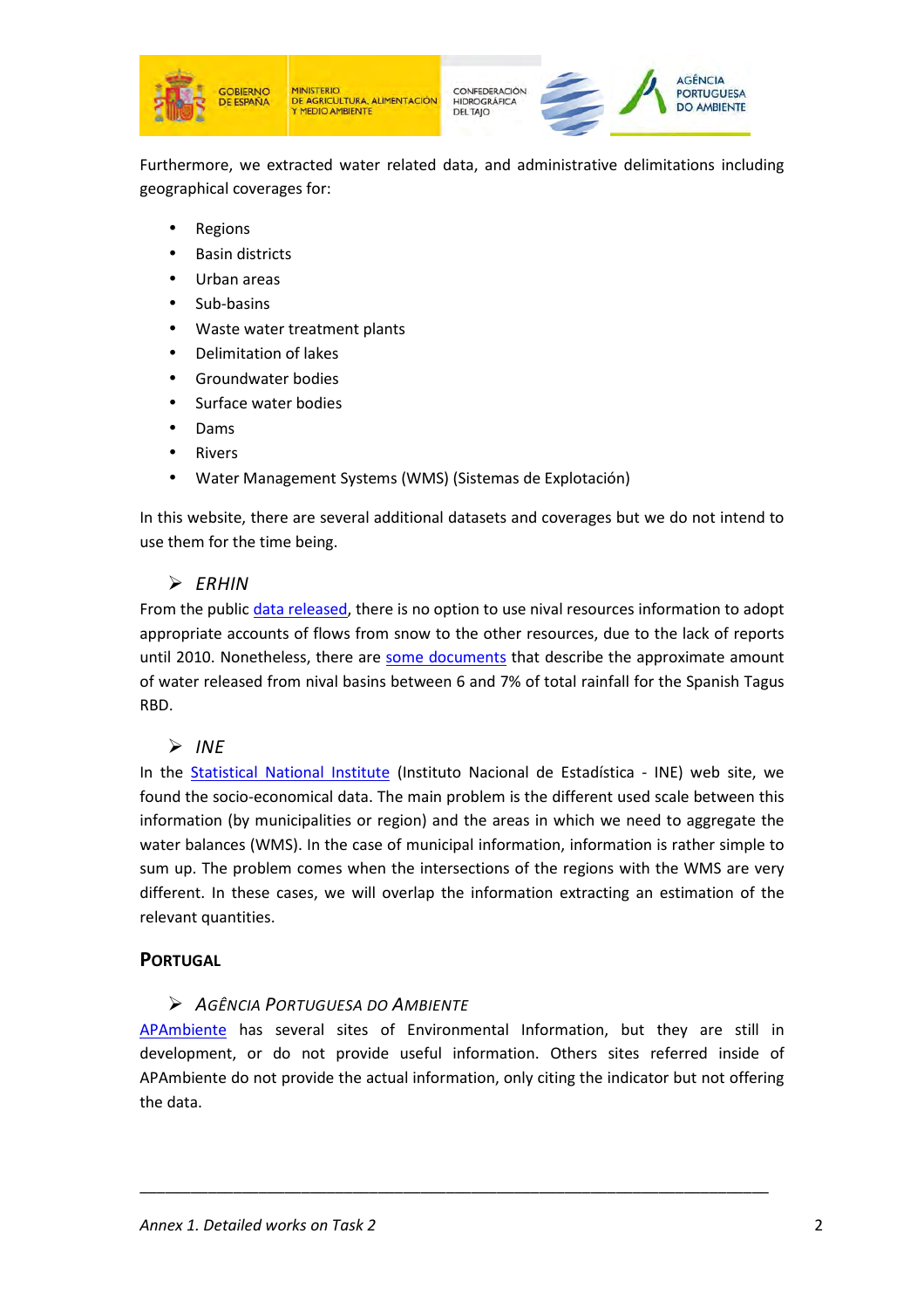Furthermore, we extracted water related data, and administrative delimitations including geographical coverages for:

- Regions
- Basin districts
- Urban areas
- Sub-basins
- Waste water treatment plants
- Delimitation of lakes
- Groundwater bodies
- Surface water bodies
- Dams
- Rivers
- Water Management Systems (WMS) (Sistemas de Explotación)

In this website, there are several additional datasets and coverages but we do not intend to use them for the time being.

### *ERHIN*

From the public data released, there is no option to use nival resources information to adopt appropriate accounts of flows from snow to the other resources, due to the lack of reports until 2010. Nonetheless, there are some documents that describe the approximate amount of water released from nival basins between 6 and 7% of total rainfall for the Spanish Tagus RBD.

### *INE*

In the Statistical National Institute (Instituto Nacional de Estadística - INE) web site, we found the socio-economical data. The main problem is the different used scale between this information (by municipalities or region) and the areas in which we need to aggregate the water balances (WMS). In the case of municipal information, information is rather simple to sum up. The problem comes when the intersections of the regions with the WMS are very different. In these cases, we will overlap the information extracting an estimation of the relevant quantities.

## PORTUGAL

### *AGÊNCIA PORTUGUESA DO AMBIENTE*

APAmbiente has several sites of Environmental Information, but they are still in development, or do not provide useful information. Others sites referred inside of APAmbiente do not provide the actual information, only citing the indicator but not offering the data.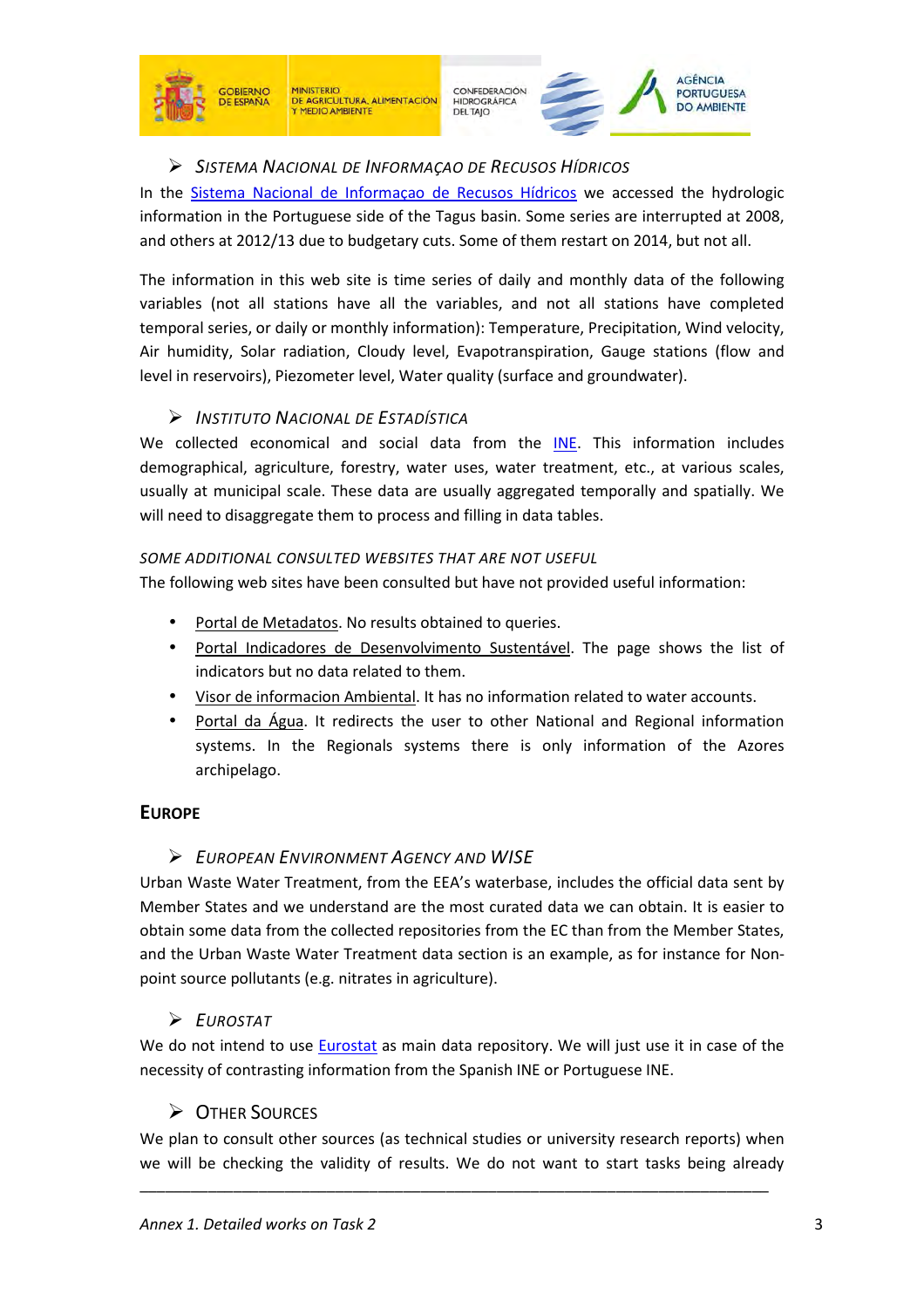### ➢ *Sistema Nacional de Informaçao de Recusos Hídricos*

In the Sistema Nacional de Informaçao de Recusos Hídricos we accessed the hydrologic information in the Portuguese side of the Tagus basin. Some series are interrupted at 2008, and others at 2012/13 due to budgetary cuts. Some of them restart on 2014, but not all.

The information in this web site is time series of daily and monthly data of the following variables (not all stations have all the variables, and not all stations have completed temporal series, or daily or monthly information): Temperature, Precipitation, Wind velocity, Air humidity, Solar radiation, Cloudy level, Evapotranspiration, Gauge stations (flow and level in reservoirs), Piezometer level, Water quality (surface and groundwater).

### ➢ *Instituto Nacional de Estadística*

We collected economical and social data from the INE. This information includes demographical, agriculture, forestry, water uses, water treatment, etc., at various scales, usually at municipal scale. These data are usually aggregated temporally and spatially. We will need to disaggregate them to process and filling in data tables.

#### *Some additional consulted websites that are not useful*

The following web sites have been consulted but have not provided useful information:

- Portal de Metadatos. No results obtained to queries.
- Portal Indicadores de Desenvolvimento Sustentável. The page shows the list of indicators but no data related to them.
- Visor de informacion Ambiental. It has no information related to water accounts.
- Portal da Água. It redirects the user to other National and Regional information systems. In the Regionals systems there is only information of the Azores archipelago.

## Europe

### ➢ *European Environment Agency and WISE*

Urban Waste Water Treatment, from the EEA's waterbase, includes the official data sent by Member States and we understand are the most curated data we can obtain. It is easier to obtain some data from the collected repositories from the EC than from the Member States, and the Urban Waste Water Treatment data section is an example, as for instance for Non-point source pollutants (e.g. nitrates in agriculture).

### ➢ *Eurostat*

We do not intend to use Eurostat as main data repository. We will just use it in case of the necessity of contrasting information from the Spanish INE or Portuguese INE.

### ➢ Other Sources

We plan to consult other sources (as technical studies or university research reports) when we will be checking the validity of results. We do not want to start tasks being already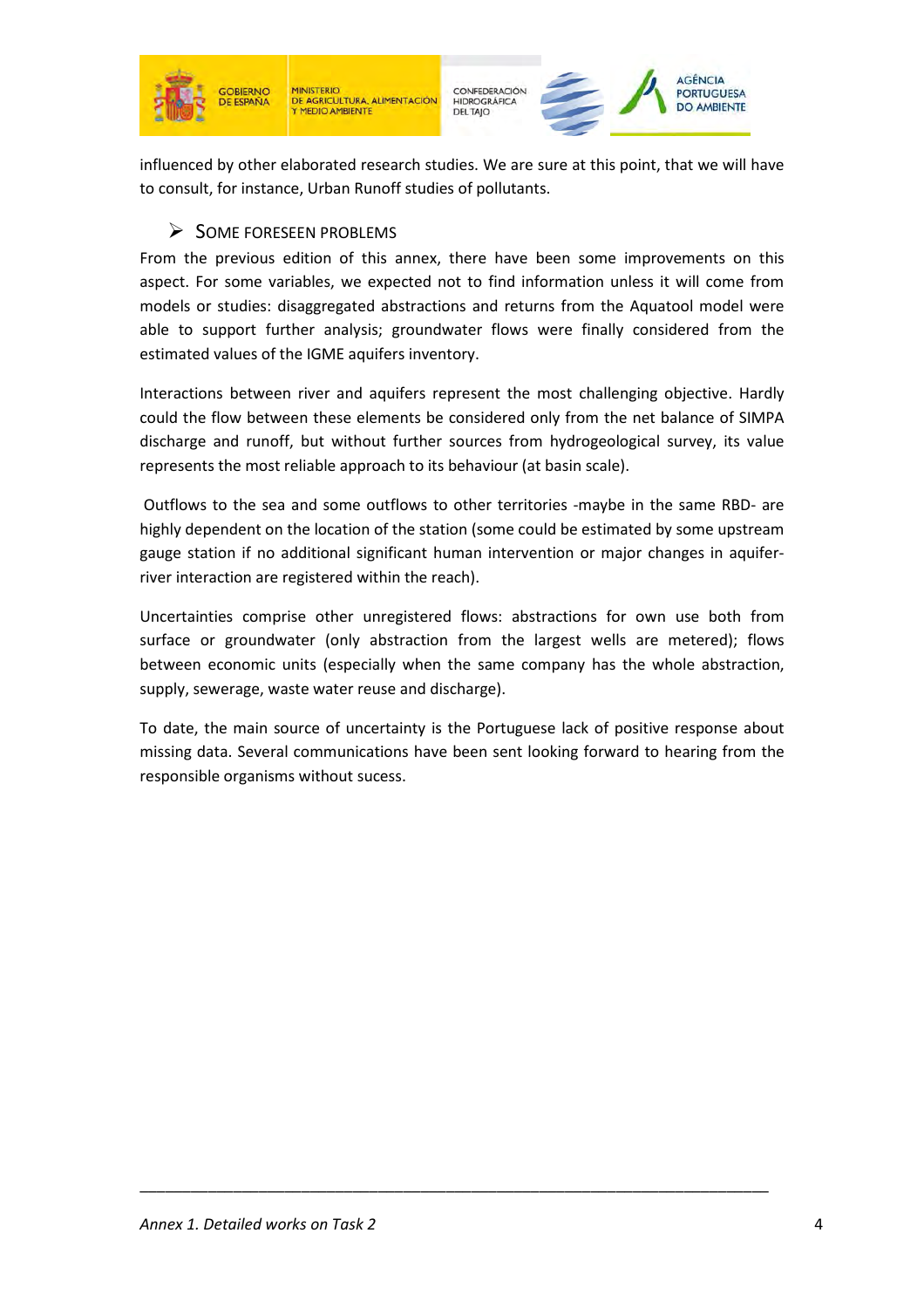influenced by other elaborated research studies. We are sure at this point, that we will have to consult, for instance, Urban Runoff studies of pollutants.

### ➢ Some foreseen problems

From the previous edition of this annex, there have been some improvements on this aspect. For some variables, we expected not to find information unless it will come from models or studies: disaggregated abstractions and returns from the Aquatool model were able to support further analysis; groundwater flows were finally considered from the estimated values of the IGME aquifers inventory.

Interactions between river and aquifers represent the most challenging objective. Hardly could the flow between these elements be considered only from the net balance of SIMPA discharge and runoff, but without further sources from hydrogeological survey, its value represents the most reliable approach to its behaviour (at basin scale).

Outflows to the sea and some outflows to other territories -maybe in the same RBD- are highly dependent on the location of the station (some could be estimated by some upstream gauge station if no additional significant human intervention or major changes in aquifer-river interaction are registered within the reach).

Uncertainties comprise other unregistered flows: abstractions for own use both from surface or groundwater (only abstraction from the largest wells are metered); flows between economic units (especially when the same company has the whole abstraction, supply, sewerage, waste water reuse and discharge).

To date, the main source of uncertainty is the Portuguese lack of positive response about missing data. Several communications have been sent looking forward to hearing from the responsible organisms without sucess.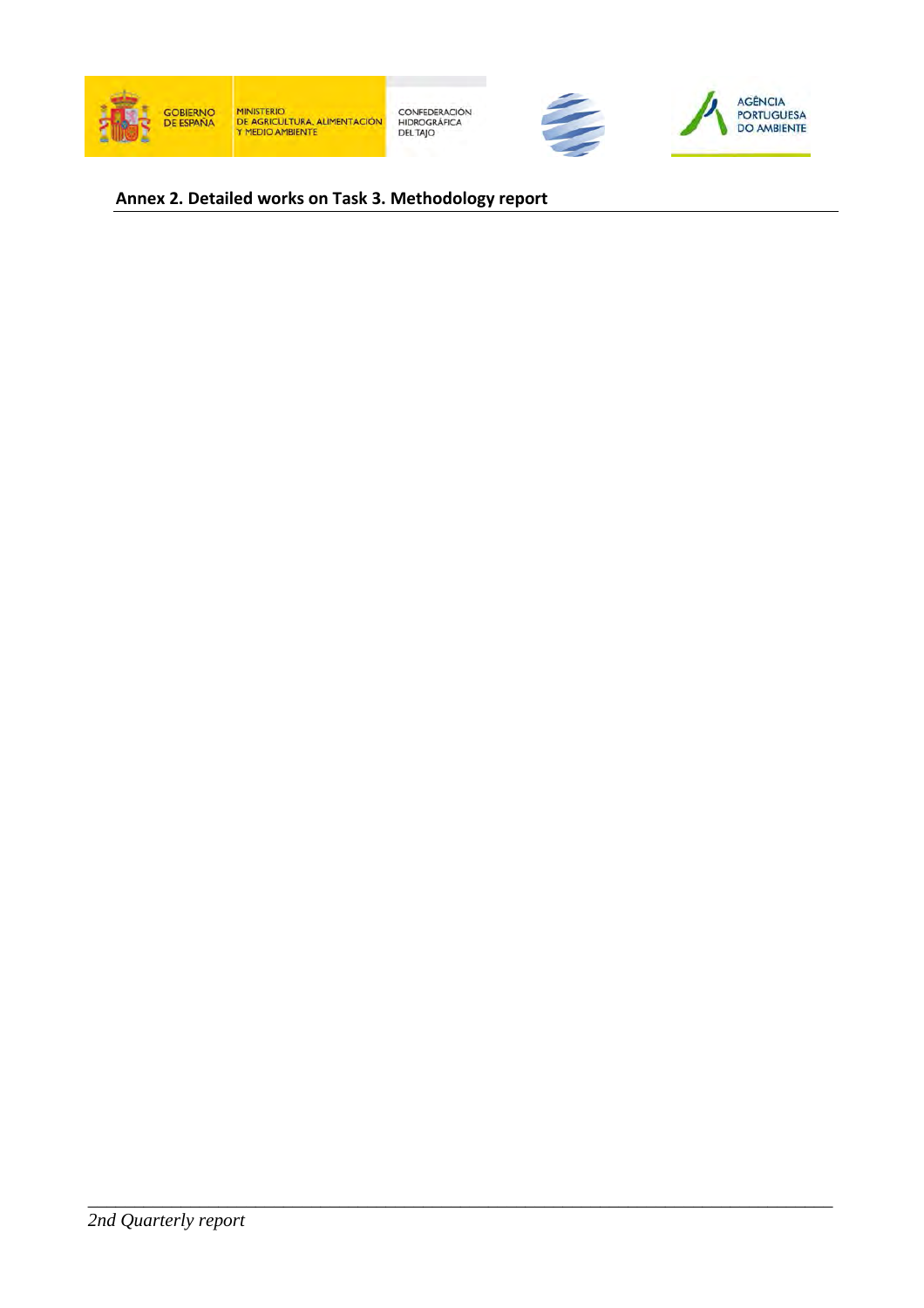## Annex 2. Detailed works on Task 3. Methodology report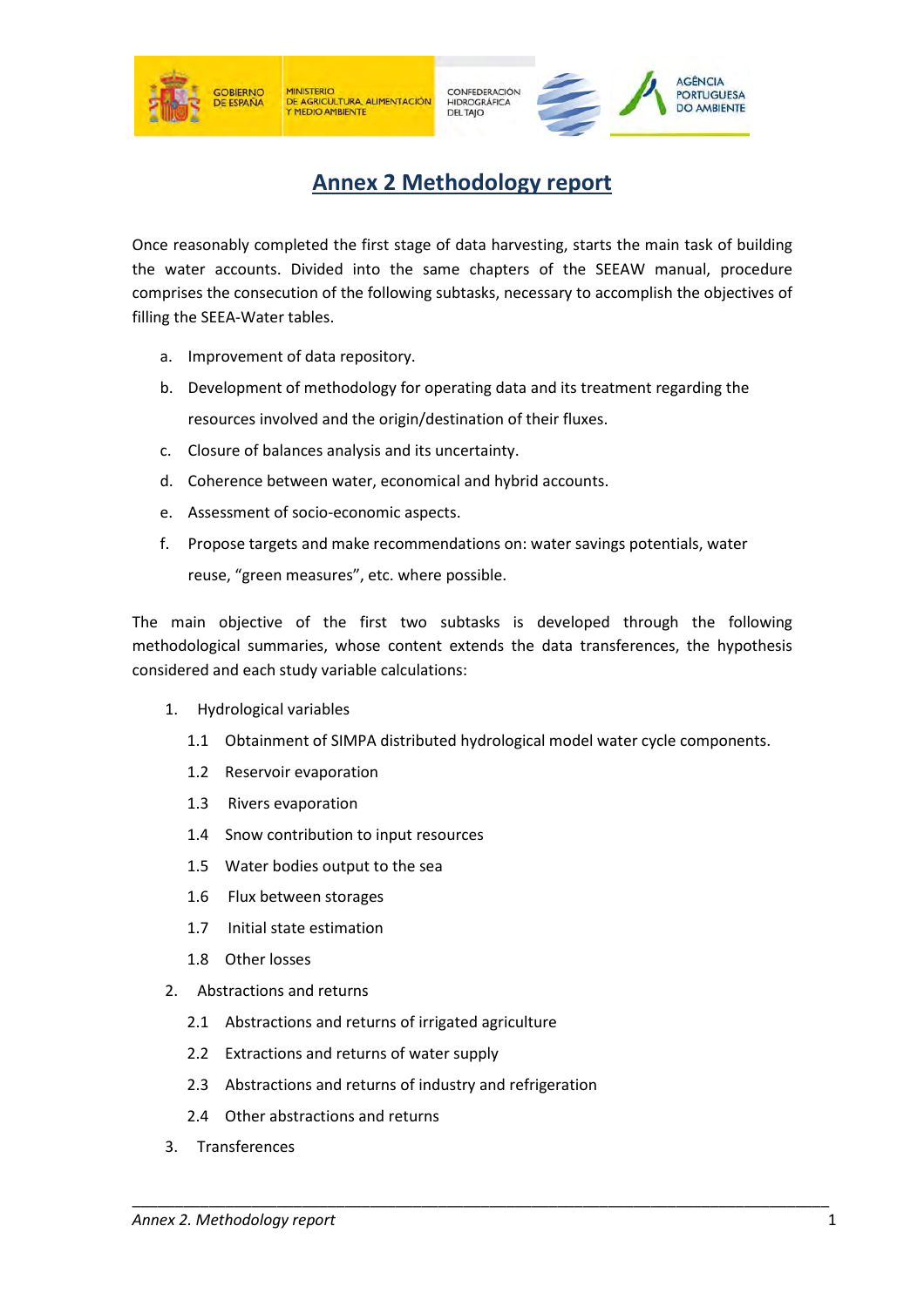# Annex 2 Methodology report

Once reasonably completed the first stage of data harvesting, starts the main task of building the water accounts. Divided into the same chapters of the SEEAW manual, procedure comprises the consecution of the following subtasks, necessary to accomplish the objectives of filling the SEEA-Water tables.

a. Improvement of data repository.
b. Development of methodology for operating data and its treatment regarding the resources involved and the origin/destination of their fluxes.
c. Closure of balances analysis and its uncertainty.
d. Coherence between water, economical and hybrid accounts.
e. Assessment of socio-economic aspects.
f. Propose targets and make recommendations on: water savings potentials, water reuse, "green measures", etc. where possible.

The main objective of the first two subtasks is developed through the following methodological summaries, whose content extends the data transferences, the hypothesis considered and each study variable calculations:

1. Hydrological variables
   - 1.1 Obtainment of SIMPA distributed hydrological model water cycle components.
   - 1.2 Reservoir evaporation
   - 1.3 Rivers evaporation
   - 1.4 Snow contribution to input resources
   - 1.5 Water bodies output to the sea
   - 1.6 Flux between storages
   - 1.7 Initial state estimation
   - 1.8 Other losses
2. Abstractions and returns
   - 2.1 Abstractions and returns of irrigated agriculture
   - 2.2 Extractions and returns of water supply
   - 2.3 Abstractions and returns of industry and refrigeration
   - 2.4 Other abstractions and returns
3. Transferences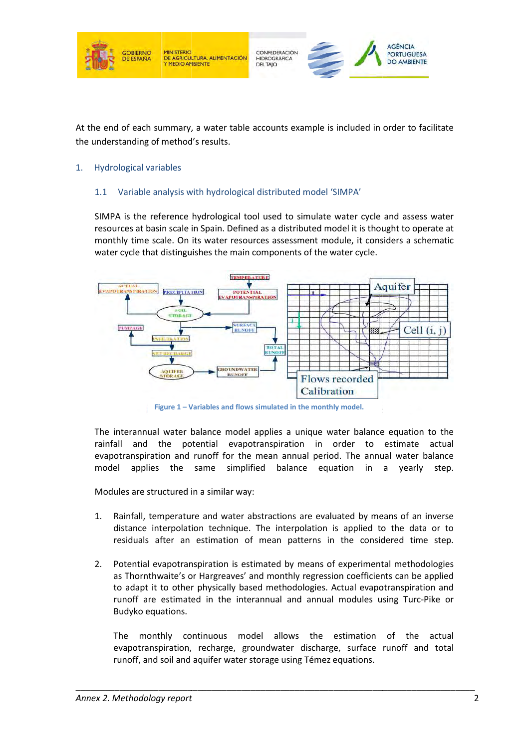At the end of each summary, a water table accounts example is included in order to facilitate the understanding of method's results.

## 1. Hydrological variables

### 1.1 Variable analysis with hydrological distributed model 'SIMPA'

SIMPA is the reference hydrological tool used to simulate water cycle and assess water resources at basin scale in Spain. Defined as a distributed model it is thought to operate at monthly time scale. On its water resources assessment module, it considers a schematic water cycle that distinguishes the main components of the water cycle.

Figure 1 – Variables and flows simulated in the monthly model.

The interannual water balance model applies a unique water balance equation to the rainfall and the potential evapotranspiration in order to estimate actual evapotranspiration and runoff for the mean annual period. The annual water balance model applies the same simplified balance equation in a yearly step.

Modules are structured in a similar way:

1. Rainfall, temperature and water abstractions are evaluated by means of an inverse distance interpolation technique. The interpolation is applied to the data or to residuals after an estimation of mean patterns in the considered time step.

2. Potential evapotranspiration is estimated by means of experimental methodologies as Thornthwaite's or Hargreaves' and monthly regression coefficients can be applied to adapt it to other physically based methodologies. Actual evapotranspiration and runoff are estimated in the interannual and annual modules using Turc-Pike or Budyko equations.

   The monthly continuous model allows the estimation of the actual evapotranspiration, recharge, groundwater discharge, surface runoff and total runoff, and soil and aquifer water storage using Témez equations.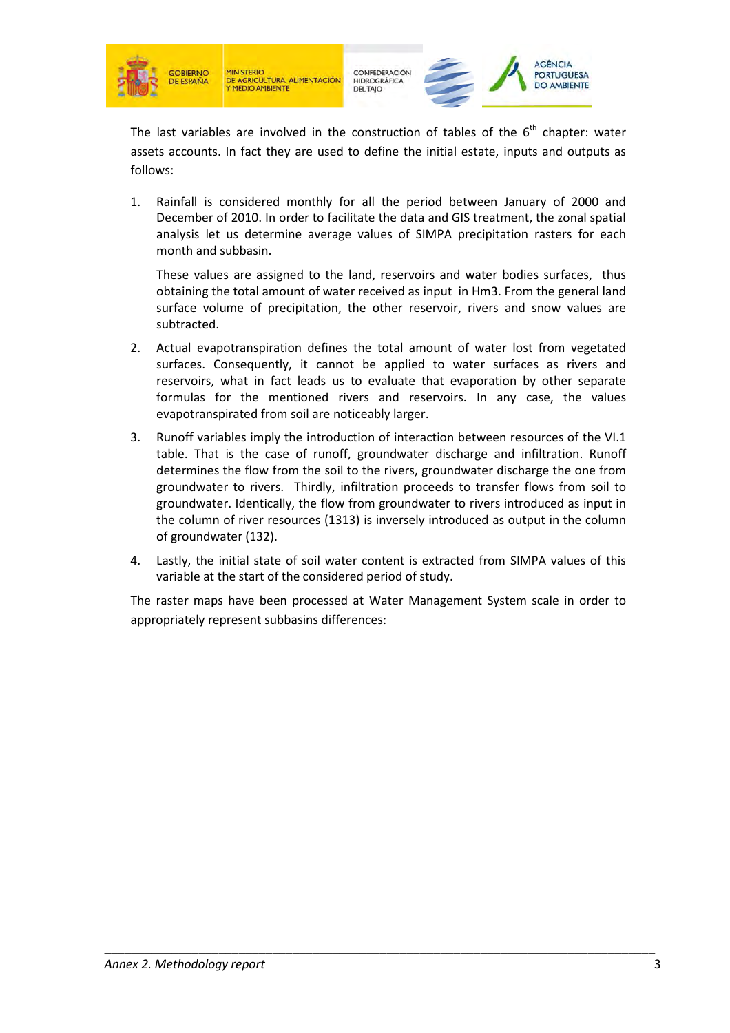The last variables are involved in the construction of tables of the 6th chapter: water assets accounts. In fact they are used to define the initial estate, inputs and outputs as follows:

1. Rainfall is considered monthly for all the period between January of 2000 and December of 2010. In order to facilitate the data and GIS treatment, the zonal spatial analysis let us determine average values of SIMPA precipitation rasters for each month and subbasin.

   These values are assigned to the land, reservoirs and water bodies surfaces, thus obtaining the total amount of water received as input in Hm3. From the general land surface volume of precipitation, the other reservoir, rivers and snow values are subtracted.

2. Actual evapotranspiration defines the total amount of water lost from vegetated surfaces. Consequently, it cannot be applied to water surfaces as rivers and reservoirs, what in fact leads us to evaluate that evaporation by other separate formulas for the mentioned rivers and reservoirs. In any case, the values evapotranspirated from soil are noticeably larger.

3. Runoff variables imply the introduction of interaction between resources of the VI.1 table. That is the case of runoff, groundwater discharge and infiltration. Runoff determines the flow from the soil to the rivers, groundwater discharge the one from groundwater to rivers. Thirdly, infiltration proceeds to transfer flows from soil to groundwater. Identically, the flow from groundwater to rivers introduced as input in the column of river resources (1313) is inversely introduced as output in the column of groundwater (132).

4. Lastly, the initial state of soil water content is extracted from SIMPA values of this variable at the start of the considered period of study.

The raster maps have been processed at Water Management System scale in order to appropriately represent subbasins differences: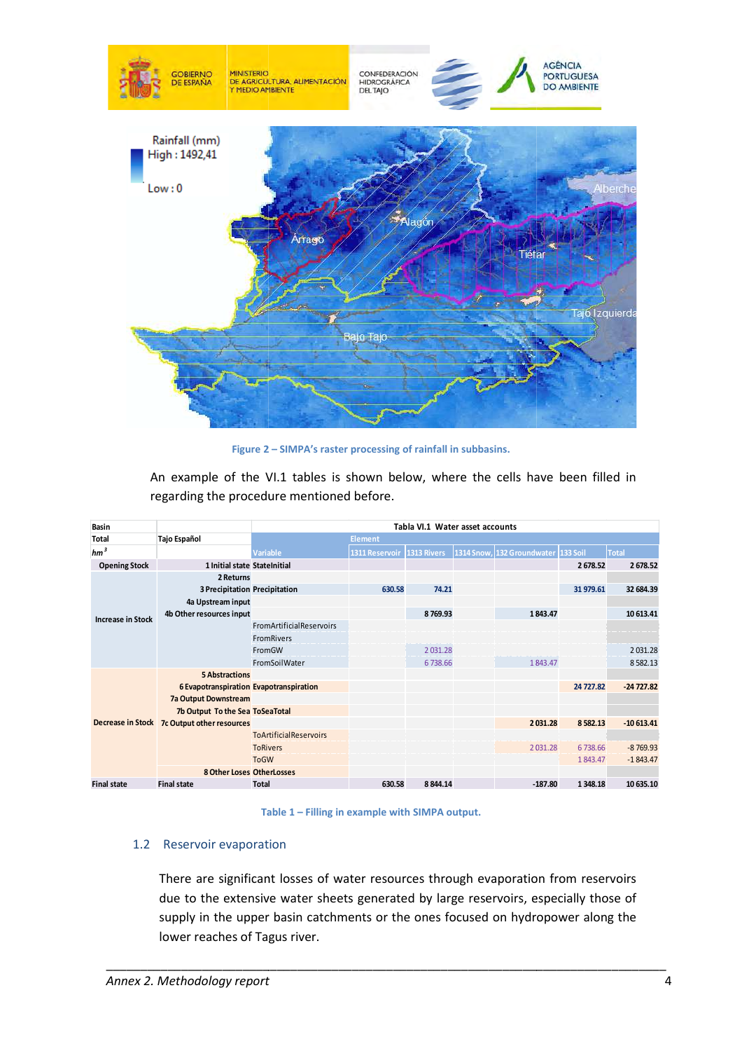Figure 2 – SIMPA's raster processing of rainfall in subbasins.

An example of the VI.1 tables is shown below, where the cells have been filled in regarding the procedure mentioned before.

| Basin | | Tabla VI.1 Water asset accounts | | | | | | |
|---|---|---|---|---|---|---|---|---|
| Total | Tajo Español | | Element | | | | | |
| $hm^3$ | | Variable | 1311 Reservoir | 1313 Rivers | 1314 Snow, | 132 Groundwater | 133 Soil | Total |
| Opening Stock | 1 Initial state | StateInitial | | | | | 2 678.52 | 2 678.52 |
| Increase in Stock | 2 Returns | | | | | | | |
| | 3 Precipitation | Precipitation | 630.58 | 74.21 | | | 31 979.61 | 32 684.39 |
| | 4a Upstream input | | | | | | | |
| | 4b Other resources input | | | 8 769.93 | | 1 843.47 | | 10 613.41 |
| | | FromArtificialReservoirs | | | | | | |
| | | FromRivers | | | | | | |
| | | FromGW | | 2 031.28 | | | | 2 031.28 |
| | | FromSoilWater | | 6 738.66 | | 1 843.47 | | 8 582.13 |
| Decrease in Stock | 5 Abstractions | | | | | | | |
| | 6 Evapotranspiration | Evapotranspiration | | | | | 24 727.82 | -24 727.82 |
| | 7a Output Downstream | | | | | | | |
| | 7b Output To the Sea | ToSeaTotal | | | | | | |
| | 7c Output other resources | | | | | 2 031.28 | 8 582.13 | -10 613.41 |
| | | ToArtificialReservoirs | | | | | | |
| | | ToRivers | | | | 2 031.28 | 6 738.66 | -8 769.93 |
| | | ToGW | | | | | 1 843.47 | -1 843.47 |
| | 8 Other Loses | OtherLosses | | | | | | |
| Final state | Final state | Total | 630.58 | 8 844.14 | | -187.80 | 1 348.18 | 10 635.10 |

Table 1 – Filling in example with SIMPA output.

## 1.2 Reservoir evaporation

There are significant losses of water resources through evaporation from reservoirs due to the extensive water sheets generated by large reservoirs, especially those of supply in the upper basin catchments or the ones focused on hydropower along the lower reaches of Tagus river.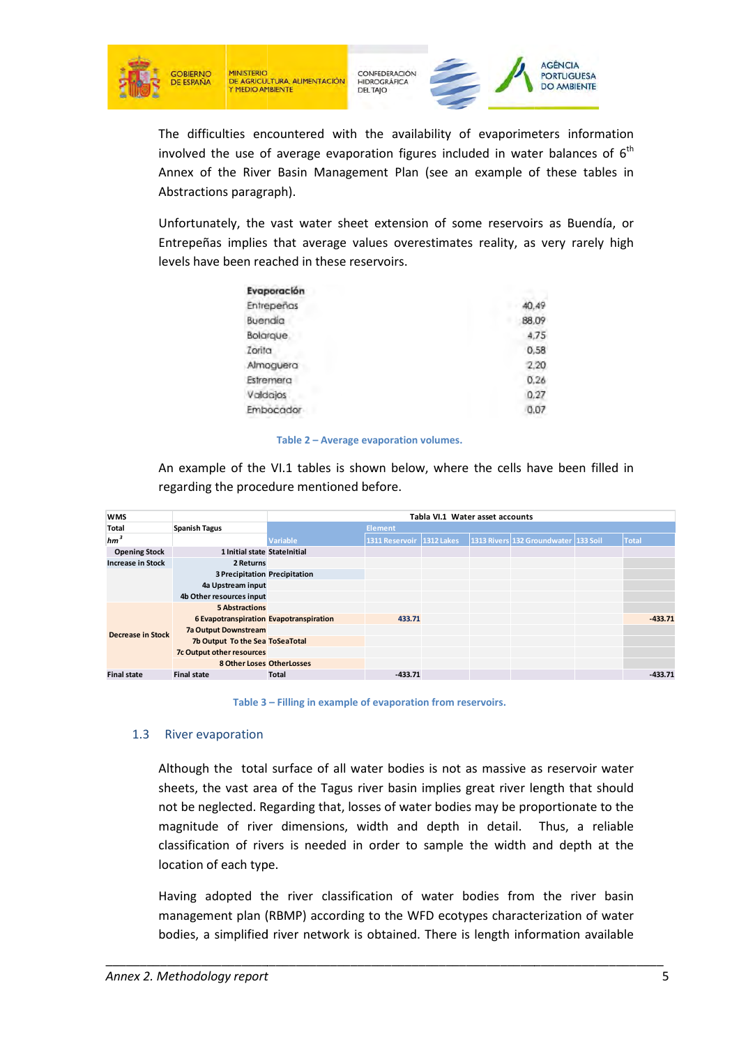The difficulties encountered with the availability of evaporimeters information involved the use of average evaporation figures included in water balances of 6[th] Annex of the River Basin Management Plan (see an example of these tables in Abstractions paragraph).

Unfortunately, the vast water sheet extension of some reservoirs as Buendía, or Entrepeñas implies that average values overestimates reality, as very rarely high levels have been reached in these reservoirs.

| Evaporación | |
|---|---|
| Entrepeñas | 40,49 |
| Buendía | 88,09 |
| Bolarque | 4,75 |
| Zorita | 0,58 |
| Almoguera | 2,20 |
| Estremera | 0,26 |
| Valdajos | 0,27 |
| Embocador | 0,07 |

Table 2 – Average evaporation volumes.

An example of the VI.1 tables is shown below, where the cells have been filled in regarding the procedure mentioned before.

| WMS | | Tabla VI.1 Water asset accounts | | | | | | |
|---|---|---|---|---|---|---|---|---|
| Total | Spanish Tagus | | Element | | | | | |
| $hm^3$ | | Variable | 1311 Reservoir | 1312 Lakes | 1313 Rivers | 132 Groundwater | 133 Soil | Total |
| Opening Stock | 1 Initial state | StateInitial | | | | | | |
| Increase in Stock | 2 Returns | | | | | | | |
| | 3 Precipitation | Precipitation | | | | | | |
| | 4a Upstream input | | | | | | | |
| | 4b Other resources input | | | | | | | |
| Decrease in Stock | 5 Abstractions | | | | | | | |
| | 6 Evapotranspiration | Evapotranspiration | 433.71 | | | | | -433.71 |
| | 7a Output Downstream | | | | | | | |
| | 7b Output To the Sea | ToSeaTotal | | | | | | |
| | 7c Output other resources | | | | | | | |
| | 8 Other Loses | OtherLosses | | | | | | |
| Final state | Final state | Total | -433.71 | | | | | -433.71 |

Table 3 – Filling in example of evaporation from reservoirs.

### 1.3 River evaporation

Although the total surface of all water bodies is not as massive as reservoir water sheets, the vast area of the Tagus river basin implies great river length that should not be neglected. Regarding that, losses of water bodies may be proportionate to the magnitude of river dimensions, width and depth in detail. Thus, a reliable classification of rivers is needed in order to sample the width and depth at the location of each type.

Having adopted the river classification of water bodies from the river basin management plan (RBMP) according to the WFD ecotypes characterization of water bodies, a simplified river network is obtained. There is length information available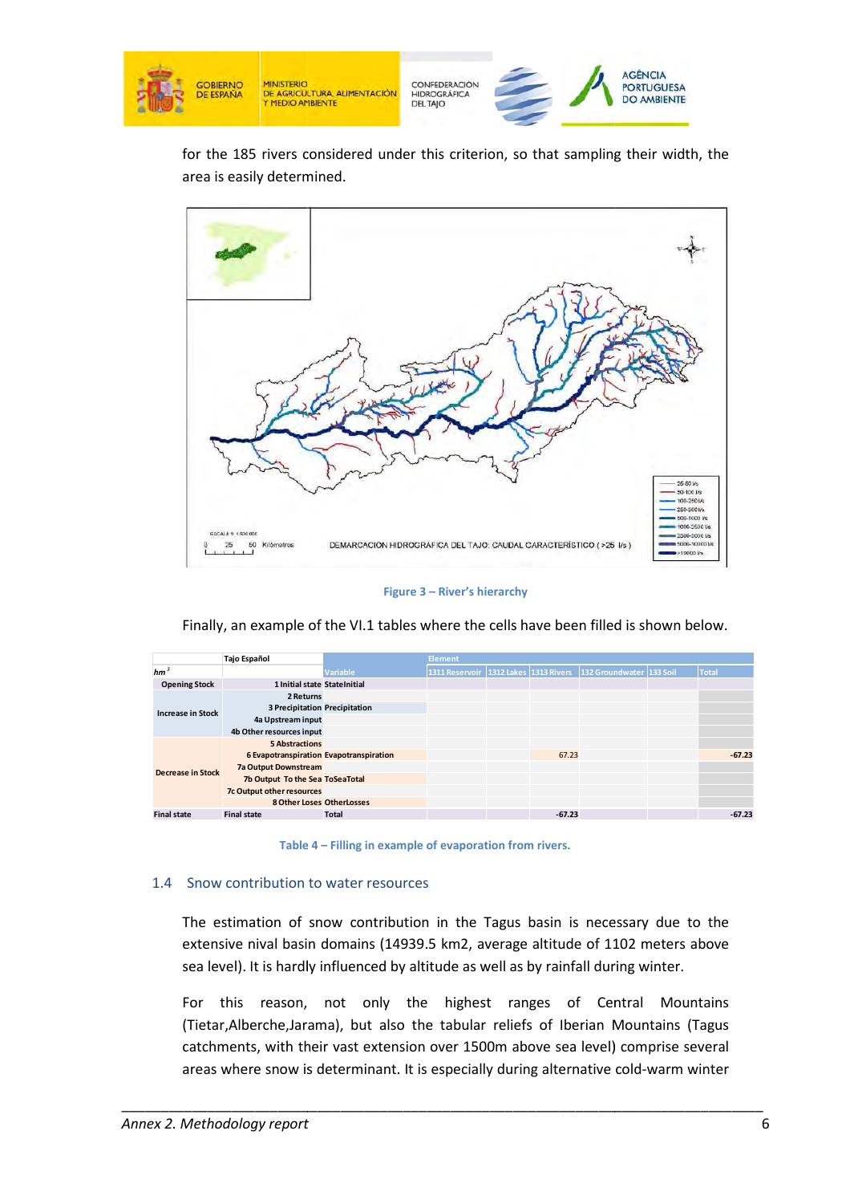for the 185 rivers considered under this criterion, so that sampling their width, the area is easily determined.

Figure 3 – River's hierarchy

Finally, an example of the VI.1 tables where the cells have been filled is shown below.

| | Tajo Español | | Element | | | | | |
|---|---|---|---|---|---|---|---|---|
| $hm^3$ | | Variable | 1311 Reservoir | 1312 Lakes | 1313 Rivers | 132 Groundwater | 133 Soil | Total |
| Opening Stock | 1 Initial state | StateInitial | | | | | | |
| Increase in Stock | 2 Returns | | | | | | | |
| | 3 Precipitation | Precipitation | | | | | | |
| | 4a Upstream input | | | | | | | |
| | 4b Other resources input | | | | | | | |
| Decrease in Stock | 5 Abstractions | | | | | | | |
| | 6 Evapotranspiration | Evapotranspiration | | | 67.23 | | | -67.23 |
| | 7a Output Downstream | | | | | | | |
| | 7b Output To the Sea | ToSeaTotal | | | | | | |
| | 7c Output other resources | | | | | | | |
| | 8 Other Loses | OtherLosses | | | | | | |
| Final state | Final state | Total | | | -67.23 | | | -67.23 |

Table 4 – Filling in example of evaporation from rivers.

### 1.4 Snow contribution to water resources

The estimation of snow contribution in the Tagus basin is necessary due to the extensive nival basin domains (14939.5 km2, average altitude of 1102 meters above sea level). It is hardly influenced by altitude as well as by rainfall during winter.

For this reason, not only the highest ranges of Central Mountains (Tietar,Alberche,Jarama), but also the tabular reliefs of Iberian Mountains (Tagus catchments, with their vast extension over 1500m above sea level) comprise several areas where snow is determinant. It is especially during alternative cold-warm winter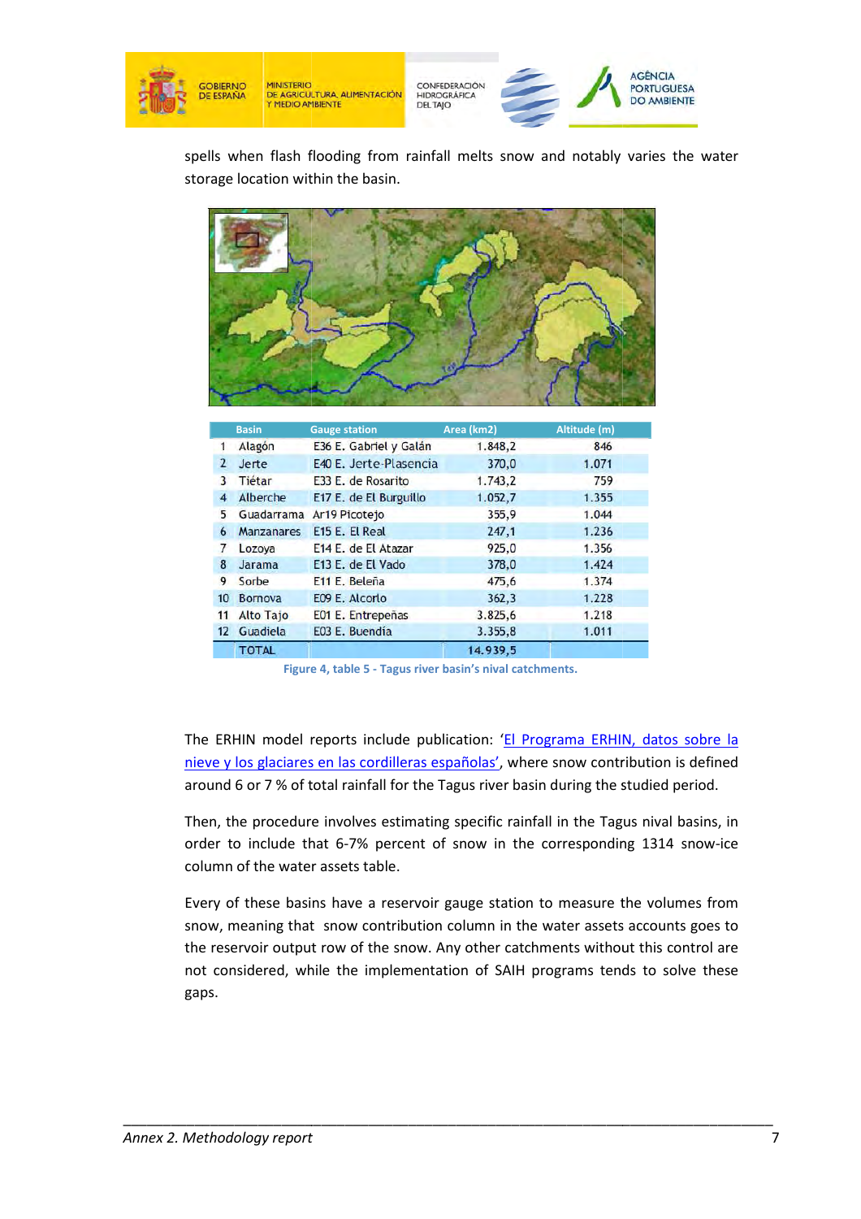spells when flash flooding from rainfall melts snow and notably varies the water storage location within the basin.

|  | Basin | Gauge station | Area (km2) | Altitude (m) |
|---|---|---|---|---|
| 1 | Alagón | E36 E. Gabriel y Galán | 1.848,2 | 846 |
| 2 | Jerte | E40 E. Jerte-Plasencia | 370,0 | 1.071 |
| 3 | Tiétar | E33 E. de Rosarito | 1.743,2 | 759 |
| 4 | Alberche | E17 E. de El Burguillo | 1.052,7 | 1.355 |
| 5 | Guadarrama | Ar19 Picotejo | 355,9 | 1.044 |
| 6 | Manzanares | E15 E. El Real | 247,1 | 1.236 |
| 7 | Lozoya | E14 E. de El Atazar | 925,0 | 1.356 |
| 8 | Jarama | E13 E. de El Vado | 378,0 | 1.424 |
| 9 | Sorbe | E11 E. Beleña | 475,6 | 1.374 |
| 10 | Bornova | E09 E. Alcorlo | 362,3 | 1.228 |
| 11 | Alto Tajo | E01 E. Entrepeñas | 3.825,6 | 1.218 |
| 12 | Guadiela | E03 E. Buendía | 3.355,8 | 1.011 |
|  | TOTAL |  | 14.939,5 |  |

Figure 4, table 5 - Tagus river basin's nival catchments.

The ERHIN model reports include publication: '[El Programa ERHIN, datos sobre la nieve y los glaciares en las cordilleras españolas]()', where snow contribution is defined around 6 or 7 % of total rainfall for the Tagus river basin during the studied period.

Then, the procedure involves estimating specific rainfall in the Tagus nival basins, in order to include that 6-7% percent of snow in the corresponding 1314 snow-ice column of the water assets table.

Every of these basins have a reservoir gauge station to measure the volumes from snow, meaning that snow contribution column in the water assets accounts goes to the reservoir output row of the snow. Any other catchments without this control are not considered, while the implementation of SAIH programs tends to solve these gaps.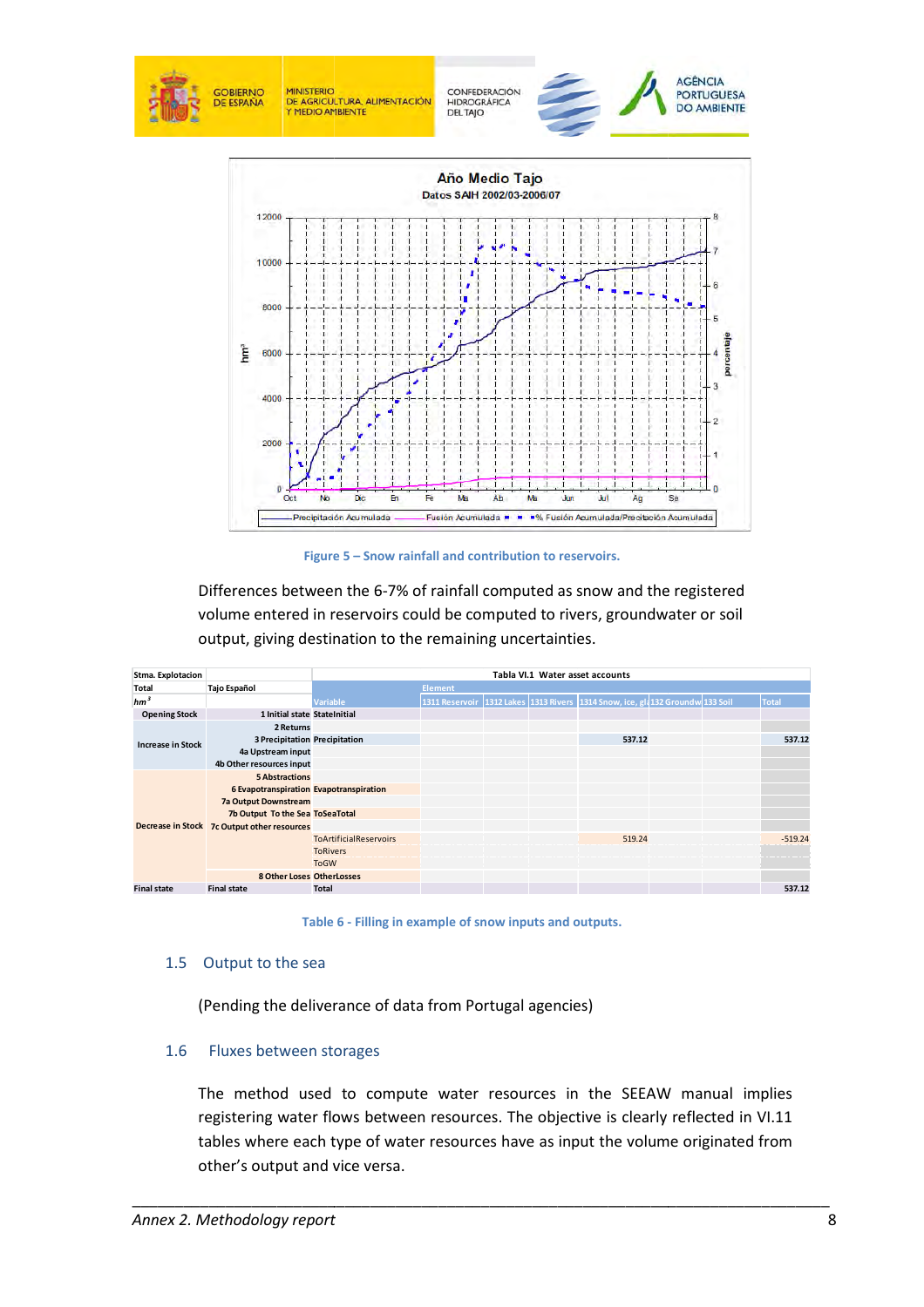Figure 5 – Snow rainfall and contribution to reservoirs.

Differences between the 6-7% of rainfall computed as snow and the registered volume entered in reservoirs could be computed to rivers, groundwater or soil output, giving destination to the remaining uncertainties.

| Stma. Explotacion | | | Tabla VI.1 Water asset accounts | | | | | | | |
|---|---|---|---|---|---|---|---|---|---|---|
| Total | Tajo Español | | Element | | | | | | | |
| $hm^3$ | | Variable | 1311 Reservoir | 1312 Lakes | 1313 Rivers | 1314 Snow, ice, gl | 132 Groundw | 133 Soil | | Total |
| Opening Stock | 1 Initial state | StateInitial | | | | | | | | |
| Increase in Stock | 2 Returns | | | | | | | | | |
| | 3 Precipitation | Precipitation | | | | 537.12 | | | | 537.12 |
| | 4a Upstream input | | | | | | | | | |
| | 4b Other resources input | | | | | | | | | |
| Decrease in Stock | 5 Abstractions | | | | | | | | | |
| | 6 Evapotranspiration | Evapotranspiration | | | | | | | | |
| | 7a Output Downstream | | | | | | | | | |
| | 7b Output To the Sea | ToSeaTotal | | | | | | | | |
| | 7c Output other resources | | | | | | | | | |
| | | ToArtificialReservoirs | | | | 519.24 | | | | -519.24 |
| | | ToRivers | | | | | | | | |
| | | ToGW | | | | | | | | |
| | 8 Other Loses | OtherLosses | | | | | | | | |
| Final state | Final state | Total | | | | | | | | 537.12 |

Table 6 - Filling in example of snow inputs and outputs.

## 1.5 Output to the sea

(Pending the deliverance of data from Portugal agencies)

## 1.6 Fluxes between storages

The method used to compute water resources in the SEEAW manual implies registering water flows between resources. The objective is clearly reflected in VI.11 tables where each type of water resources have as input the volume originated from other's output and vice versa.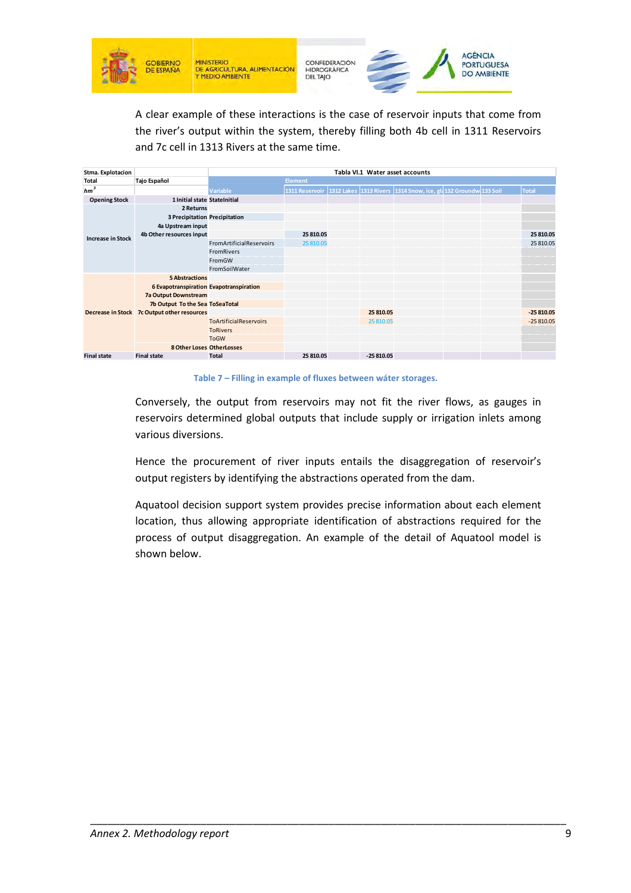A clear example of these interactions is the case of reservoir inputs that come from the river's output within the system, thereby filling both 4b cell in 1311 Reservoirs and 7c cell in 1313 Rivers at the same time.

| Stma. Explotacion | | Tabla VI.1 Water asset accounts | | | | | | | | |
|---|---|---|---|---|---|---|---|---|---|---|
| Total | Tajo Español | | Element | | | | | | | |
| hm³ | | Variable | 1311 Reservoir | 1312 Lakes | 1313 Rivers | 1314 Snow, ice, gl | 132 Groundw | 133 Soil | | Total |
| Opening Stock | 1 Initial state | StateInitial | | | | | | | | |
| Increase in Stock | 2 Returns | | | | | | | | | |
| | 3 Precipitation | Precipitation | | | | | | | | |
| | 4a Upstream input | | | | | | | | | |
| | 4b Other resources input | | 25 810.05 | | | | | | | 25 810.05 |
| | | FromArtificialReservoirs | 25 810.05 | | | | | | | 25 810.05 |
| | | FromRivers | | | | | | | | |
| | | FromGW | | | | | | | | |
| | | FromSoilWater | | | | | | | | |
| Decrease in Stock | 5 Abstractions | | | | | | | | | |
| | 6 Evapotranspiration | Evapotranspiration | | | | | | | | |
| | 7a Output Downstream | | | | | | | | | |
| | 7b Output To the Sea | ToSeaTotal | | | | | | | | |
| | 7c Output other resources | | | | 25 810.05 | | | | | -25 810.05 |
| | | ToArtificialReservoirs | | | 25 810.05 | | | | | -25 810.05 |
| | | ToRivers | | | | | | | | |
| | | ToGW | | | | | | | | |
| | 8 Other Loses | OtherLosses | | | | | | | | |
| Final state | Final state | Total | 25 810.05 | | -25 810.05 | | | | | |

Table 7 – Filling in example of fluxes between wáter storages.

Conversely, the output from reservoirs may not fit the river flows, as gauges in reservoirs determined global outputs that include supply or irrigation inlets among various diversions.

Hence the procurement of river inputs entails the disaggregation of reservoir's output registers by identifying the abstractions operated from the dam.

Aquatool decision support system provides precise information about each element location, thus allowing appropriate identification of abstractions required for the process of output disaggregation. An example of the detail of Aquatool model is shown below.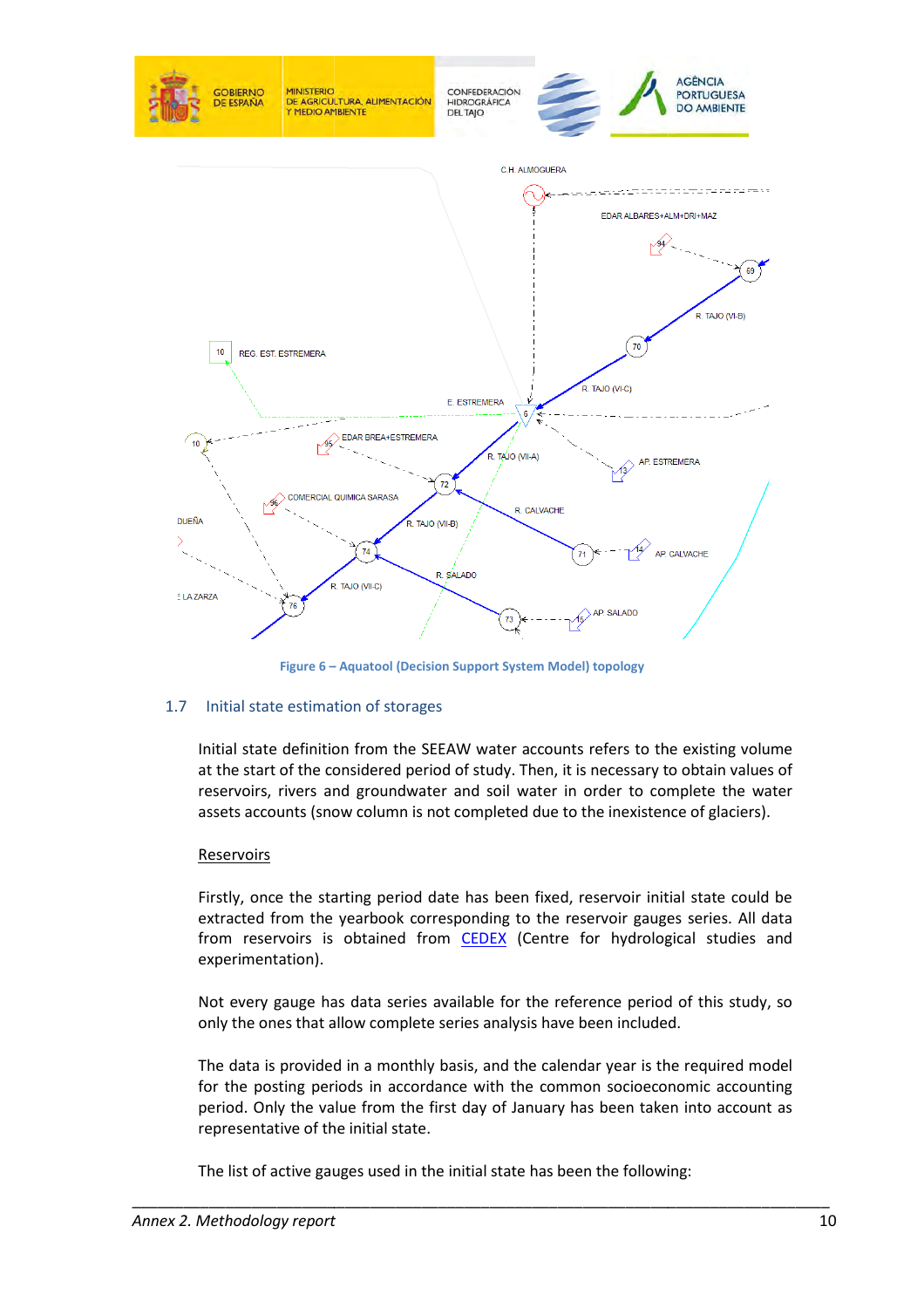Figure 6 – Aquatool (Decision Support System Model) topology

## 1.7 Initial state estimation of storages

Initial state definition from the SEEAW water accounts refers to the existing volume at the start of the considered period of study. Then, it is necessary to obtain values of reservoirs, rivers and groundwater and soil water in order to complete the water assets accounts (snow column is not completed due to the inexistence of glaciers).

Reservoirs

Firstly, once the starting period date has been fixed, reservoir initial state could be extracted from the yearbook corresponding to the reservoir gauges series. All data from reservoirs is obtained from CEDEX (Centre for hydrological studies and experimentation).

Not every gauge has data series available for the reference period of this study, so only the ones that allow complete series analysis have been included.

The data is provided in a monthly basis, and the calendar year is the required model for the posting periods in accordance with the common socioeconomic accounting period. Only the value from the first day of January has been taken into account as representative of the initial state.

The list of active gauges used in the initial state has been the following: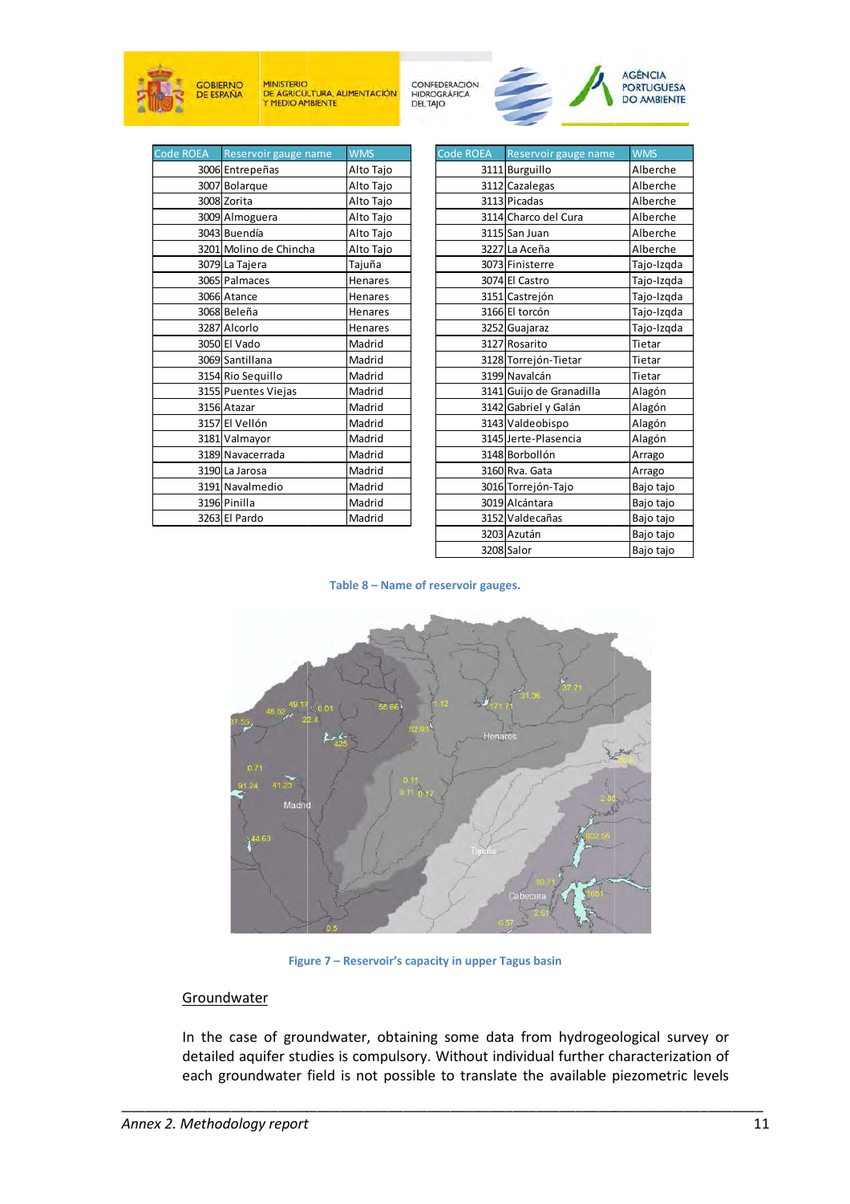| Code ROEA | Reservoir gauge name | WMS |
|---|---|---|
| 3006 | Entrepeñas | Alto Tajo |
| 3007 | Bolarque | Alto Tajo |
| 3008 | Zorita | Alto Tajo |
| 3009 | Almoguera | Alto Tajo |
| 3043 | Buendía | Alto Tajo |
| 3201 | Molino de Chincha | Alto Tajo |
| 3079 | La Tajera | Tajuña |
| 3065 | Palmaces | Henares |
| 3066 | Atance | Henares |
| 3068 | Beleña | Henares |
| 3287 | Alcorlo | Henares |
| 3050 | El Vado | Madrid |
| 3069 | Santillana | Madrid |
| 3154 | Rio Sequillo | Madrid |
| 3155 | Puentes Viejas | Madrid |
| 3156 | Atazar | Madrid |
| 3157 | El Vellón | Madrid |
| 3181 | Valmayor | Madrid |
| 3189 | Navacerrada | Madrid |
| 3190 | La Jarosa | Madrid |
| 3191 | Navalmedio | Madrid |
| 3196 | Pinilla | Madrid |
| 3263 | El Pardo | Madrid |

| Code ROEA | Reservoir gauge name | WMS |
|---|---|---|
| 3111 | Burguillo | Alberche |
| 3112 | Cazalegas | Alberche |
| 3113 | Picadas | Alberche |
| 3114 | Charco del Cura | Alberche |
| 3115 | San Juan | Alberche |
| 3227 | La Aceña | Alberche |
| 3073 | Finisterre | Tajo-Izqda |
| 3074 | El Castro | Tajo-Izqda |
| 3151 | Castrejón | Tajo-Izqda |
| 3166 | El torcón | Tajo-Izqda |
| 3252 | Guajaraz | Tajo-Izqda |
| 3127 | Rosarito | Tietar |
| 3128 | Torrejón-Tietar | Tietar |
| 3199 | Navalcán | Tietar |
| 3141 | Guijo de Granadilla | Alagón |
| 3142 | Gabriel y Galán | Alagón |
| 3143 | Valdeobispo | Alagón |
| 3145 | Jerte-Plasencia | Alagón |
| 3148 | Borbollón | Arrago |
| 3160 | Rva. Gata | Arrago |
| 3016 | Torrejón-Tajo | Bajo tajo |
| 3019 | Alcántara | Bajo tajo |
| 3152 | Valdecañas | Bajo tajo |
| 3203 | Azután | Bajo tajo |
| 3208 | Salor | Bajo tajo |

**Table 8 – Name of reservoir gauges.**

**Figure 7 – Reservoir's capacity in upper Tagus basin**

<u>Groundwater</u>

In the case of groundwater, obtaining some data from hydrogeological survey or detailed aquifer studies is compulsory. Without individual further characterization of each groundwater field is not possible to translate the available piezometric levels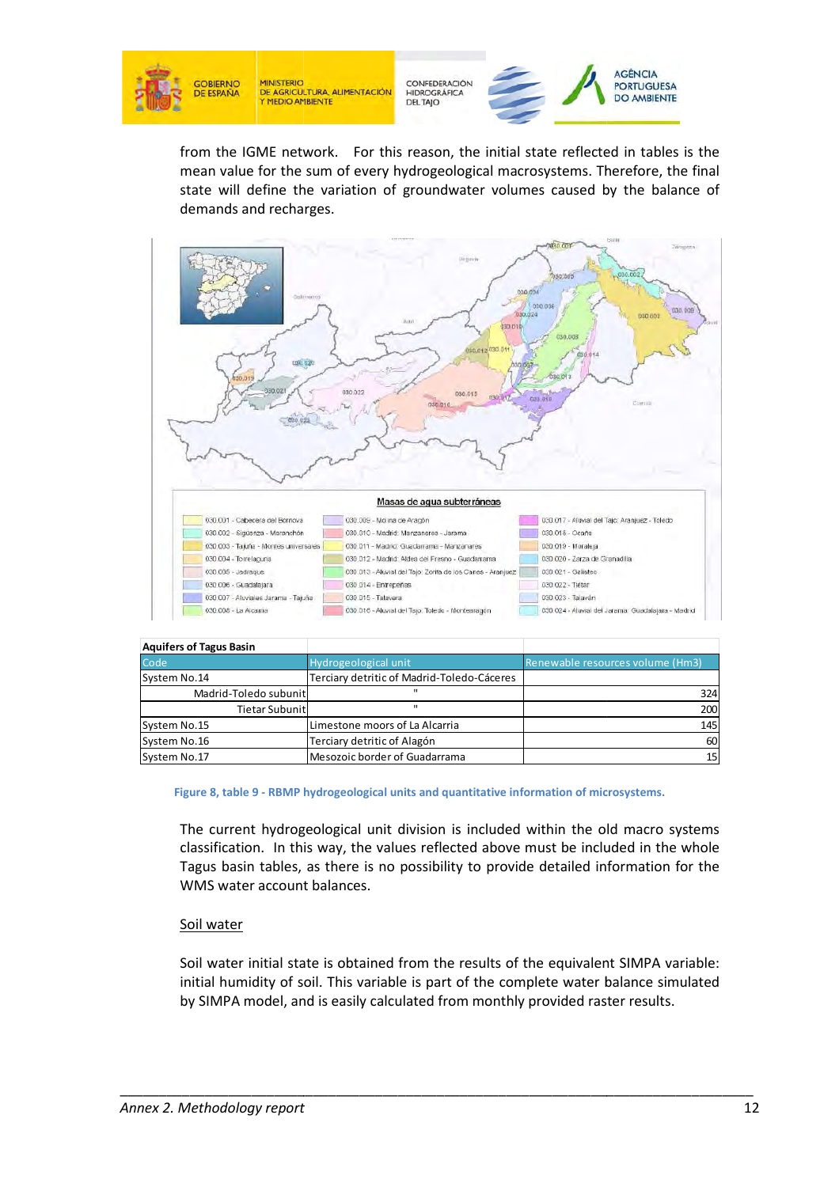from the IGME network. For this reason, the initial state reflected in tables is the mean value for the sum of every hydrogeological macrosystems. Therefore, the final state will define the variation of groundwater volumes caused by the balance of demands and recharges.

**Masas de agua subterráneas**

- 030.001 - Cabecera del Bornova
- 030.002 - Sigüenza - Maranchón
- 030.003 - Tajuña - Montes universales
- 030.004 - Torrelaguna
- 030.005 - Jadraque
- 030.006 - Guadalajara
- 030.007 - Aluviales Jarama - Tajuña
- 030.008 - La Alcarria
- 030.009 - Molina de Aragón
- 030.010 - Madrid: Manzanares - Jarama
- 030.011 - Madrid: Guadarrama - Manzanares
- 030.012 - Madrid: Aldea del Fresno - Guadarrama
- 030.013 - Aluvial del Tajo: Zorita de los Canes - Aranjuez
- 030.014 - Entrepeñas
- 030.015 - Talavera
- 030.016 - Aluvial del Tajo: Toledo - Montearagón
- 030.017 - Aluvial del Tajo: Aranjuez - Toledo
- 030.018 - Ocaña
- 030.019 - Moraleja
- 030.020 - Zarza de Granadilla
- 030.021 - Galisteo
- 030.022 - Tiétar
- 030.023 - Talaván
- 030.024 - Aluvial del Jarama: Guadalajara - Madrid

| Aquifers of Tagus Basin | | |
|---|---|---|
| Code | Hydrogeological unit | Renewable resources volume (Hm3) |
| System No.14 | Terciary detritic of Madrid-Toledo-Cáceres | |
| Madrid-Toledo subunit | " | 324 |
| Tietar Subunit | " | 200 |
| System No.15 | Limestone moors of La Alcarria | 145 |
| System No.16 | Terciary detritic of Alagón | 60 |
| System No.17 | Mesozoic border of Guadarrama | 15 |

**Figure 8, table 9 - RBMP hydrogeological units and quantitative information of microsystems.**

The current hydrogeological unit division is included within the old macro systems classification. In this way, the values reflected above must be included in the whole Tagus basin tables, as there is no possibility to provide detailed information for the WMS water account balances.

## Soil water

Soil water initial state is obtained from the results of the equivalent SIMPA variable: initial humidity of soil. This variable is part of the complete water balance simulated by SIMPA model, and is easily calculated from monthly provided raster results.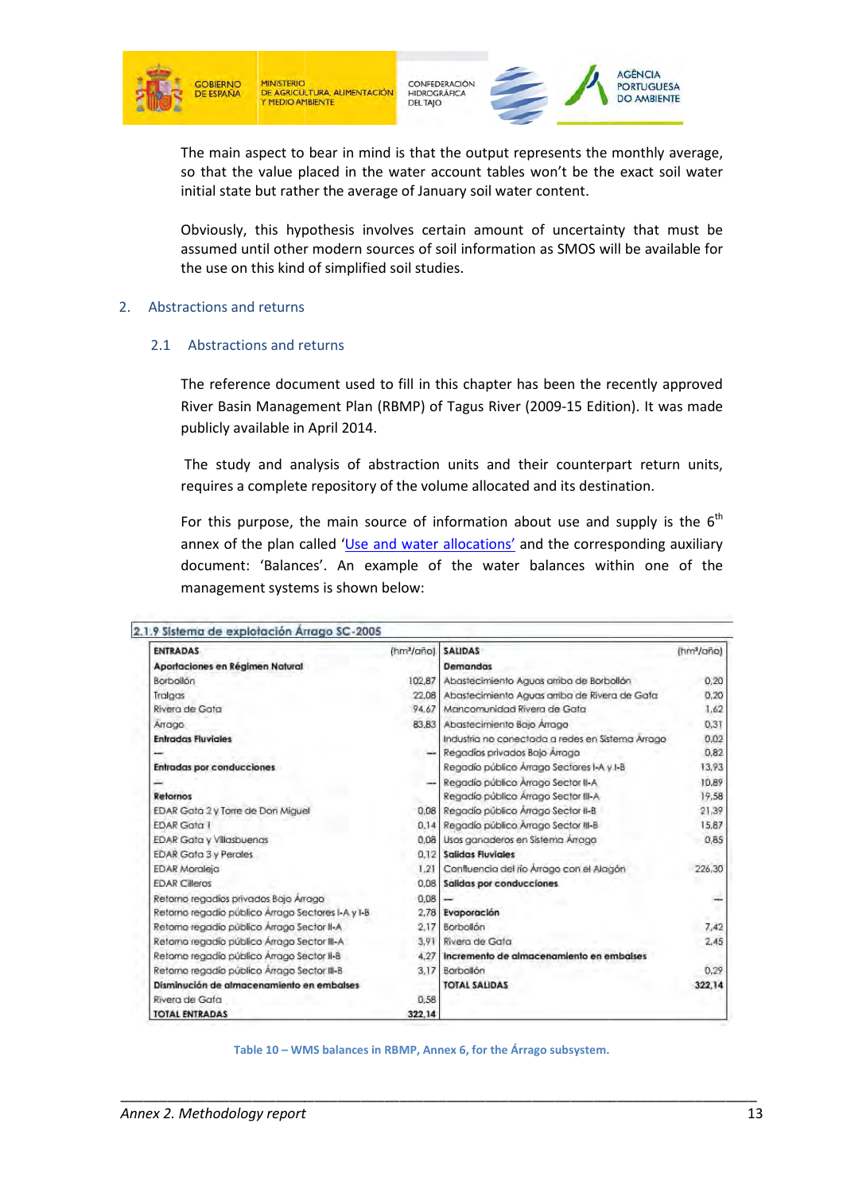The main aspect to bear in mind is that the output represents the monthly average, so that the value placed in the water account tables won't be the exact soil water initial state but rather the average of January soil water content.

Obviously, this hypothesis involves certain amount of uncertainty that must be assumed until other modern sources of soil information as SMOS will be available for the use on this kind of simplified soil studies.

## 2. Abstractions and returns

### 2.1 Abstractions and returns

The reference document used to fill in this chapter has been the recently approved River Basin Management Plan (RBMP) of Tagus River (2009-15 Edition). It was made publicly available in April 2014.

The study and analysis of abstraction units and their counterpart return units, requires a complete repository of the volume allocated and its destination.

For this purpose, the main source of information about use and supply is the 6th annex of the plan called 'Use and water allocations' and the corresponding auxiliary document: 'Balances'. An example of the water balances within one of the management systems is shown below:

**2.1.9 Sistema de explotación Árrago SC-2005**

| ENTRADAS | (hm³/año) | SALIDAS | (hm³/año) |
|---|---|---|---|
| **Aportaciones en Régimen Natural** | | **Demandas** | |
| Borbollón | 102,87 | Abastecimiento Aguas arriba de Borbollón | 0,20 |
| Tralgas | 22,08 | Abastecimiento Aguas arriba de Rivera de Gata | 0,20 |
| Rivera de Gata | 94,67 | Mancomunidad Rivera de Gata | 1,62 |
| Árrago | 83,83 | Abastecimiento Bajo Árrago | 0,31 |
| **Entradas Fluviales** | | Industria no conectada a redes en Sistema Árrago | 0,02 |
| — | — | Regadíos privados Bajo Árrago | 0,82 |
| **Entradas por conducciones** | | Regadío público Árrago Sectores I-A y I-B | 13,93 |
| — | — | Regadío público Árrago Sector II-A | 10,89 |
| **Retornos** | | Regadío público Árrago Sector III-A | 19,58 |
| EDAR Gata 2 y Torre de Don Miguel | 0,08 | Regadío público Árrago Sector II-B | 21,39 |
| EDAR Gata 1 | 0,14 | Regadío público Árrago Sector III-B | 15,87 |
| EDAR Gata y Villasbuenas | 0,08 | Usos ganaderos en Sistema Árrago | 0,85 |
| EDAR Gata 3 y Perales | 0,12 | **Salidas Fluviales** | |
| EDAR Moraleja | 1,21 | Confluencia del río Árrago con el Alagón | 226,30 |
| EDAR Cilleros | 0,08 | **Salidas por conducciones** | |
| Retorno regadíos privados Bajo Árrago | 0,08 | — | — |
| Retorno regadío público Árrago Sectores I-A y I-B | 2,78 | **Evaporación** | |
| Retorno regadío público Árrago Sector II-A | 2,17 | Borbollón | 7,42 |
| Retorno regadío público Árrago Sector III-A | 3,91 | Rivera de Gata | 2,45 |
| Retorno regadío público Árrago Sector II-B | 4,27 | **Incremento de almacenamiento en embalses** | |
| Retorno regadío público Árrago Sector III-B | 3,17 | Borbollón | 0,29 |
| **Disminución de almacenamiento en embalses** | | **TOTAL SALIDAS** | **322,14** |
| Rivera de Gata | 0,58 | | |
| **TOTAL ENTRADAS** | **322,14** | | |

Table 10 – WMS balances in RBMP, Annex 6, for the Árrago subsystem.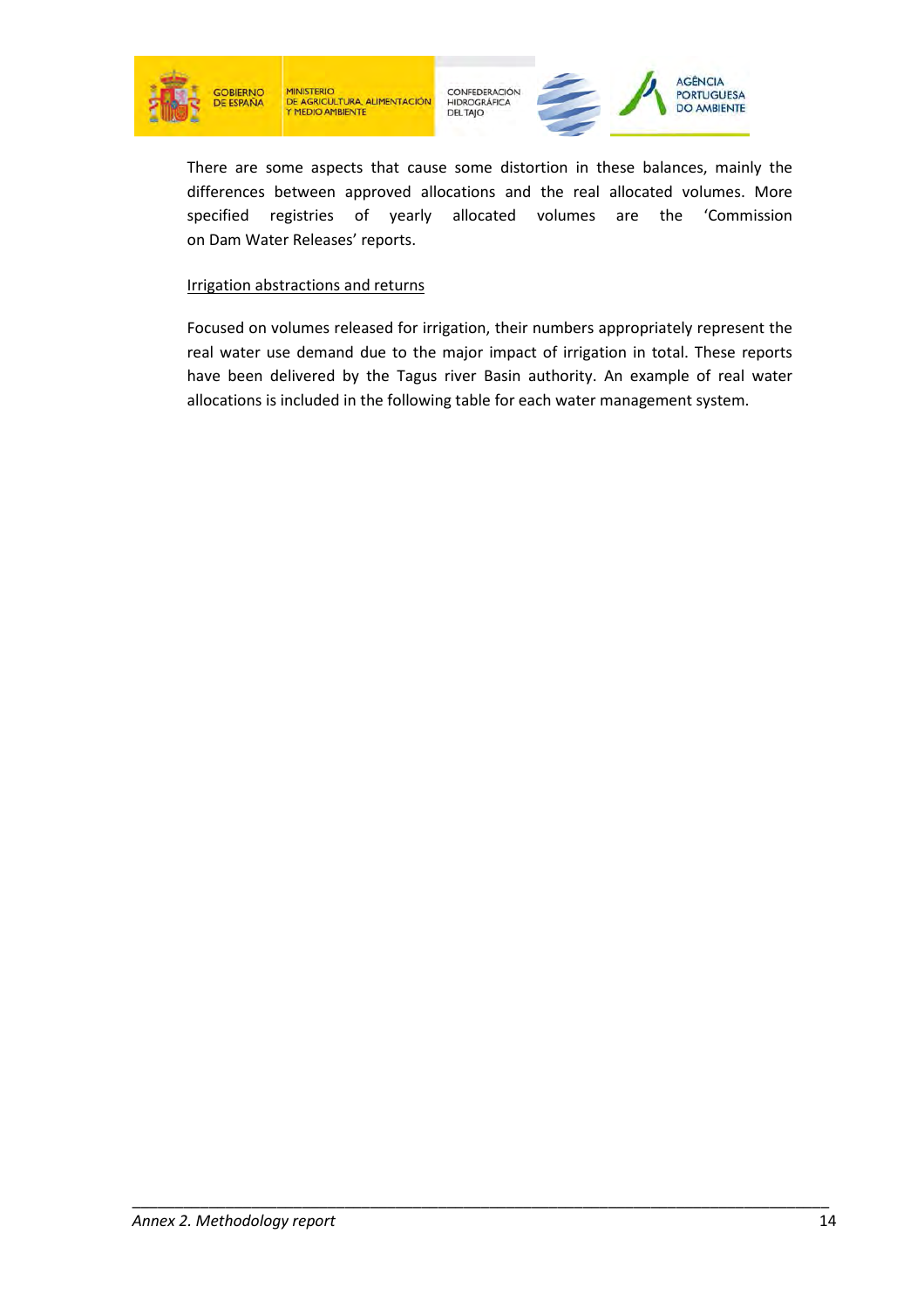There are some aspects that cause some distortion in these balances, mainly the differences between approved allocations and the real allocated volumes. More specified registries of yearly allocated volumes are the 'Commission on Dam Water Releases' reports.

Irrigation abstractions and returns

Focused on volumes released for irrigation, their numbers appropriately represent the real water use demand due to the major impact of irrigation in total. These reports have been delivered by the Tagus river Basin authority. An example of real water allocations is included in the following table for each water management system.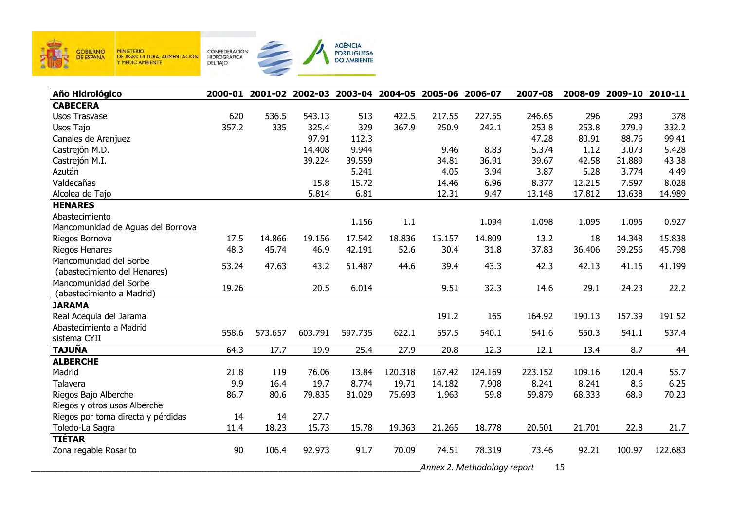| Año Hidrológico | 2000-01 | 2001-02 | 2002-03 | 2003-04 | 2004-05 | 2005-06 | 2006-07 | 2007-08 | 2008-09 | 2009-10 | 2010-11 |
|---|---|---|---|---|---|---|---|---|---|---|---|
| **CABECERA** | | | | | | | | | | | |
| Usos Trasvase | 620 | 536.5 | 543.13 | 513 | 422.5 | 217.55 | 227.55 | 246.65 | 296 | 293 | 378 |
| Usos Tajo | 357.2 | 335 | 325.4 | 329 | 367.9 | 250.9 | 242.1 | 253.8 | 253.8 | 279.9 | 332.2 |
| Canales de Aranjuez | | | 97.91 | 112.3 | | | | 47.28 | 80.91 | 88.76 | 99.41 |
| Castrejón M.D. | | | 14.408 | 9.944 | | 9.46 | 8.83 | 5.374 | 1.12 | 3.073 | 5.428 |
| Castrejón M.I. | | | 39.224 | 39.559 | | 34.81 | 36.91 | 39.67 | 42.58 | 31.889 | 43.38 |
| Azután | | | | 5.241 | | 4.05 | 3.94 | 3.87 | 5.28 | 3.774 | 4.49 |
| Valdecañas | | | 15.8 | 15.72 | | 14.46 | 6.96 | 8.377 | 12.215 | 7.597 | 8.028 |
| Alcolea de Tajo | | | 5.814 | 6.81 | | 12.31 | 9.47 | 13.148 | 17.812 | 13.638 | 14.989 |
| **HENARES** | | | | | | | | | | | |
| Abastecimiento Mancomunidad de Aguas del Bornova | | | | 1.156 | 1.1 | | 1.094 | 1.098 | 1.095 | 1.095 | 0.927 |
| Riegos Bornova | 17.5 | 14.866 | 19.156 | 17.542 | 18.836 | 15.157 | 14.809 | 13.2 | 18 | 14.348 | 15.838 |
| Riegos Henares | 48.3 | 45.74 | 46.9 | 42.191 | 52.6 | 30.4 | 31.8 | 37.83 | 36.406 | 39.256 | 45.798 |
| Mancomunidad del Sorbe (abastecimiento del Henares) | 53.24 | 47.63 | 43.2 | 51.487 | 44.6 | 39.4 | 43.3 | 42.3 | 42.13 | 41.15 | 41.199 |
| Mancomunidad del Sorbe (abastecimiento a Madrid) | 19.26 | | 20.5 | 6.014 | | 9.51 | 32.3 | 14.6 | 29.1 | 24.23 | 22.2 |
| **JARAMA** | | | | | | | | | | | |
| Real Acequia del Jarama | | | | | | 191.2 | 165 | 164.92 | 190.13 | 157.39 | 191.52 |
| Abastecimiento a Madrid sistema CYII | 558.6 | 573.657 | 603.791 | 597.735 | 622.1 | 557.5 | 540.1 | 541.6 | 550.3 | 541.1 | 537.4 |
| **TAJUÑA** | 64.3 | 17.7 | 19.9 | 25.4 | 27.9 | 20.8 | 12.3 | 12.1 | 13.4 | 8.7 | 44 |
| **ALBERCHE** | | | | | | | | | | | |
| Madrid | 21.8 | 119 | 76.06 | 13.84 | 120.318 | 167.42 | 124.169 | 223.152 | 109.16 | 120.4 | 55.7 |
| Talavera | 9.9 | 16.4 | 19.7 | 8.774 | 19.71 | 14.182 | 7.908 | 8.241 | 8.241 | 8.6 | 6.25 |
| Riegos Bajo Alberche | 86.7 | 80.6 | 79.835 | 81.029 | 75.693 | 1.963 | 59.8 | 59.879 | 68.333 | 68.9 | 70.23 |
| Riegos y otros usos Alberche | | | | | | | | | | | |
| Riegos por toma directa y pérdidas | 14 | 14 | 27.7 | | | | | | | | |
| Toledo-La Sagra | 11.4 | 18.23 | 15.73 | 15.78 | 19.363 | 21.265 | 18.778 | 20.501 | 21.701 | 22.8 | 21.7 |
| **TIÉTAR** | | | | | | | | | | | |
| Zona regable Rosarito | 90 | 106.4 | 92.973 | 91.7 | 70.09 | 74.51 | 78.319 | 73.46 | 92.21 | 100.97 | 122.683 |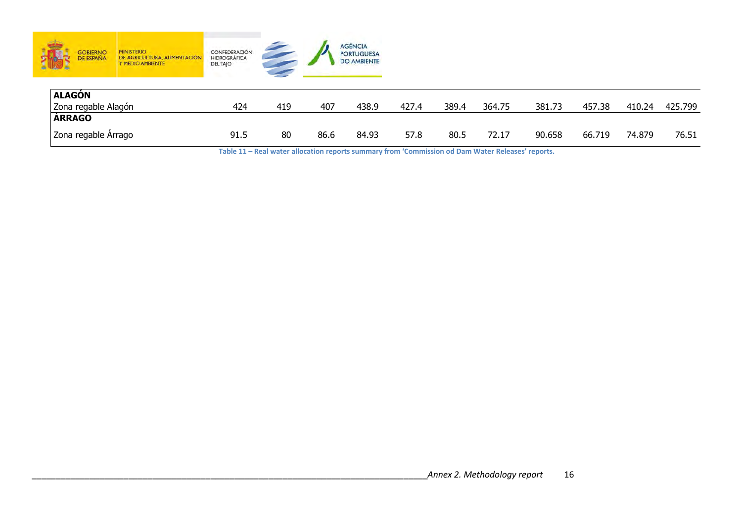| | | | | | | | | | | | |
|---|---|---|---|---|---|---|---|---|---|---|---|
| **ALAGÓN** | | | | | | | | | | | |
| Zona regable Alagón | 424 | 419 | 407 | 438.9 | 427.4 | 389.4 | 364.75 | 381.73 | 457.38 | 410.24 | 425.799 |
| **ÁRRAGO** | | | | | | | | | | | |
| Zona regable Árrago | 91.5 | 80 | 86.6 | 84.93 | 57.8 | 80.5 | 72.17 | 90.658 | 66.719 | 74.879 | 76.51 |

**Table 11 – Real water allocation reports summary from 'Commission od Dam Water Releases' reports.**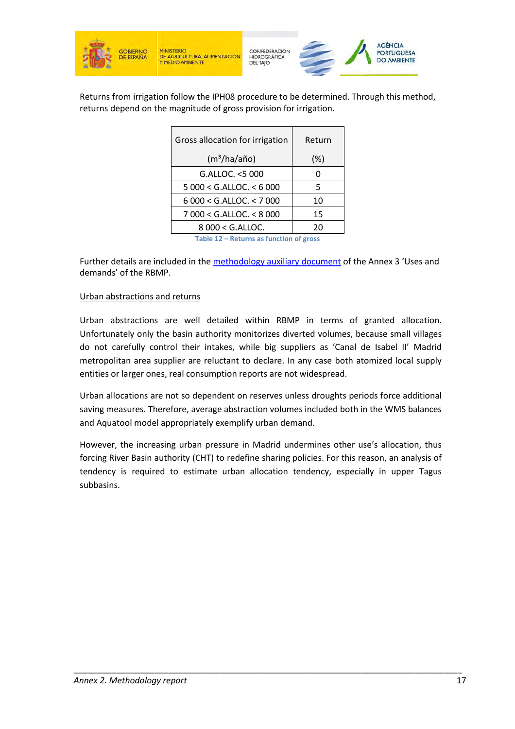Returns from irrigation follow the IPH08 procedure to be determined. Through this method, returns depend on the magnitude of gross provision for irrigation.

| Gross allocation for irrigation (m³/ha/año) | Return (%) |
|---|---|
| G.ALLOC. <5 000 | 0 |
| 5 000 < G.ALLOC. < 6 000 | 5 |
| 6 000 < G.ALLOC. < 7 000 | 10 |
| 7 000 < G.ALLOC. < 8 000 | 15 |
| 8 000 < G.ALLOC. | 20 |

**Table 12 – Returns as function of gross**

Further details are included in the methodology auxiliary document of the Annex 3 'Uses and demands' of the RBMP.

Urban abstractions and returns

Urban abstractions are well detailed within RBMP in terms of granted allocation. Unfortunately only the basin authority monitorizes diverted volumes, because small villages do not carefully control their intakes, while big suppliers as 'Canal de Isabel II' Madrid metropolitan area supplier are reluctant to declare. In any case both atomized local supply entities or larger ones, real consumption reports are not widespread.

Urban allocations are not so dependent on reserves unless droughts periods force additional saving measures. Therefore, average abstraction volumes included both in the WMS balances and Aquatool model appropriately exemplify urban demand.

However, the increasing urban pressure in Madrid undermines other use's allocation, thus forcing River Basin authority (CHT) to redefine sharing policies. For this reason, an analysis of tendency is required to estimate urban allocation tendency, especially in upper Tagus subbasins.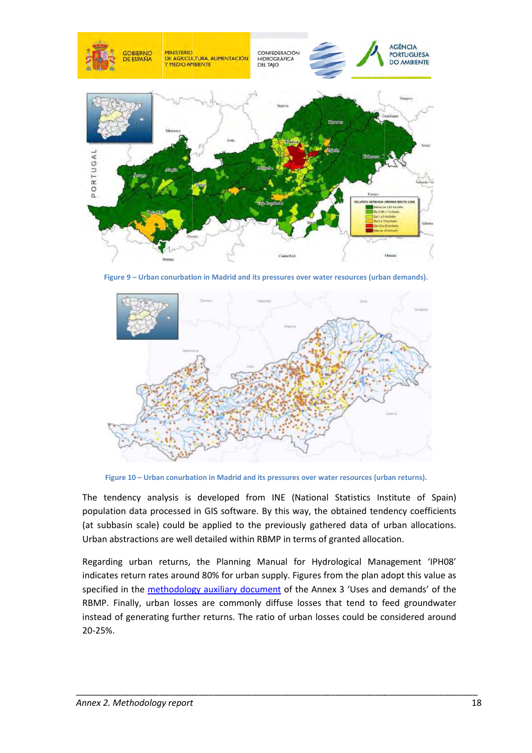Figure 9 – Urban conurbation in Madrid and its pressures over water resources (urban demands).

Figure 10 – Urban conurbation in Madrid and its pressures over water resources (urban returns).

The tendency analysis is developed from INE (National Statistics Institute of Spain) population data processed in GIS software. By this way, the obtained tendency coefficients (at subbasin scale) could be applied to the previously gathered data of urban allocations. Urban abstractions are well detailed within RBMP in terms of granted allocation.

Regarding urban returns, the Planning Manual for Hydrological Management 'IPH08' indicates return rates around 80% for urban supply. Figures from the plan adopt this value as specified in the methodology auxiliary document of the Annex 3 'Uses and demands' of the RBMP. Finally, urban losses are commonly diffuse losses that tend to feed groundwater instead of generating further returns. The ratio of urban losses could be considered around 20-25%.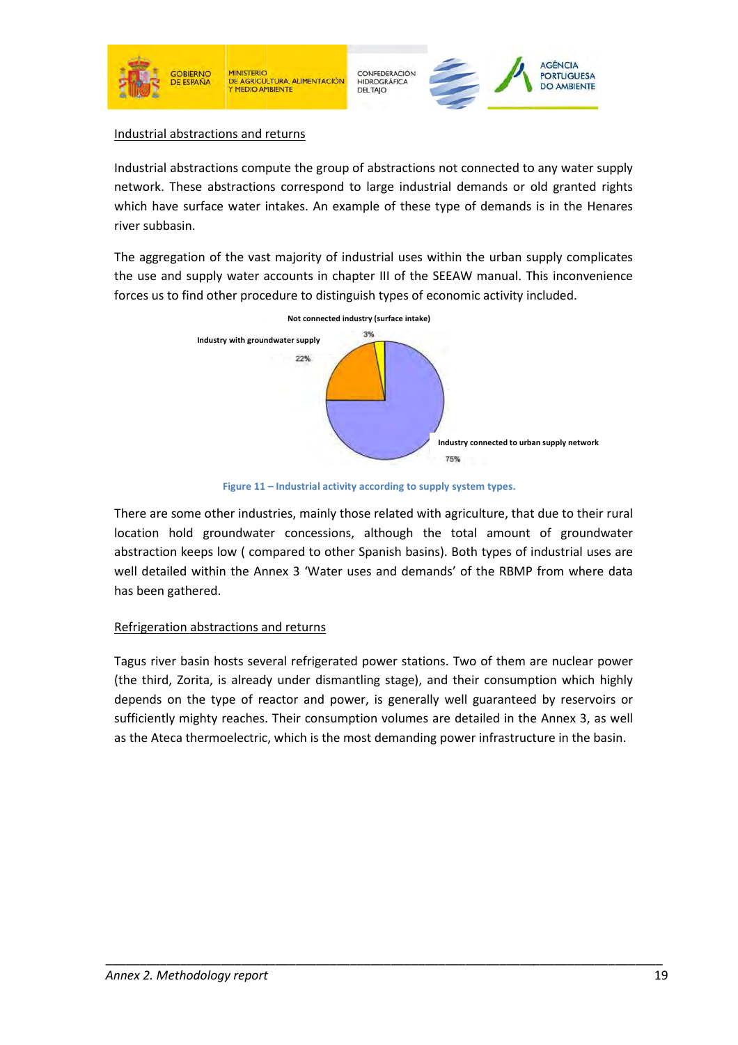Industrial abstractions and returns

Industrial abstractions compute the group of abstractions not connected to any water supply network. These abstractions correspond to large industrial demands or old granted rights which have surface water intakes. An example of these type of demands is in the Henares river subbasin.

The aggregation of the vast majority of industrial uses within the urban supply complicates the use and supply water accounts in chapter III of the SEEAW manual. This inconvenience forces us to find other procedure to distinguish types of economic activity included.

Not connected industry (surface intake)

3%

Industry with groundwater supply

22%

Industry connected to urban supply network

75%

**Figure 11 – Industrial activity according to supply system types.**

There are some other industries, mainly those related with agriculture, that due to their rural location hold groundwater concessions, although the total amount of groundwater abstraction keeps low ( compared to other Spanish basins). Both types of industrial uses are well detailed within the Annex 3 'Water uses and demands' of the RBMP from where data has been gathered.

Refrigeration abstractions and returns

Tagus river basin hosts several refrigerated power stations. Two of them are nuclear power (the third, Zorita, is already under dismantling stage), and their consumption which highly depends on the type of reactor and power, is generally well guaranteed by reservoirs or sufficiently mighty reaches. Their consumption volumes are detailed in the Annex 3, as well as the Ateca thermoelectric, which is the most demanding power infrastructure in the basin.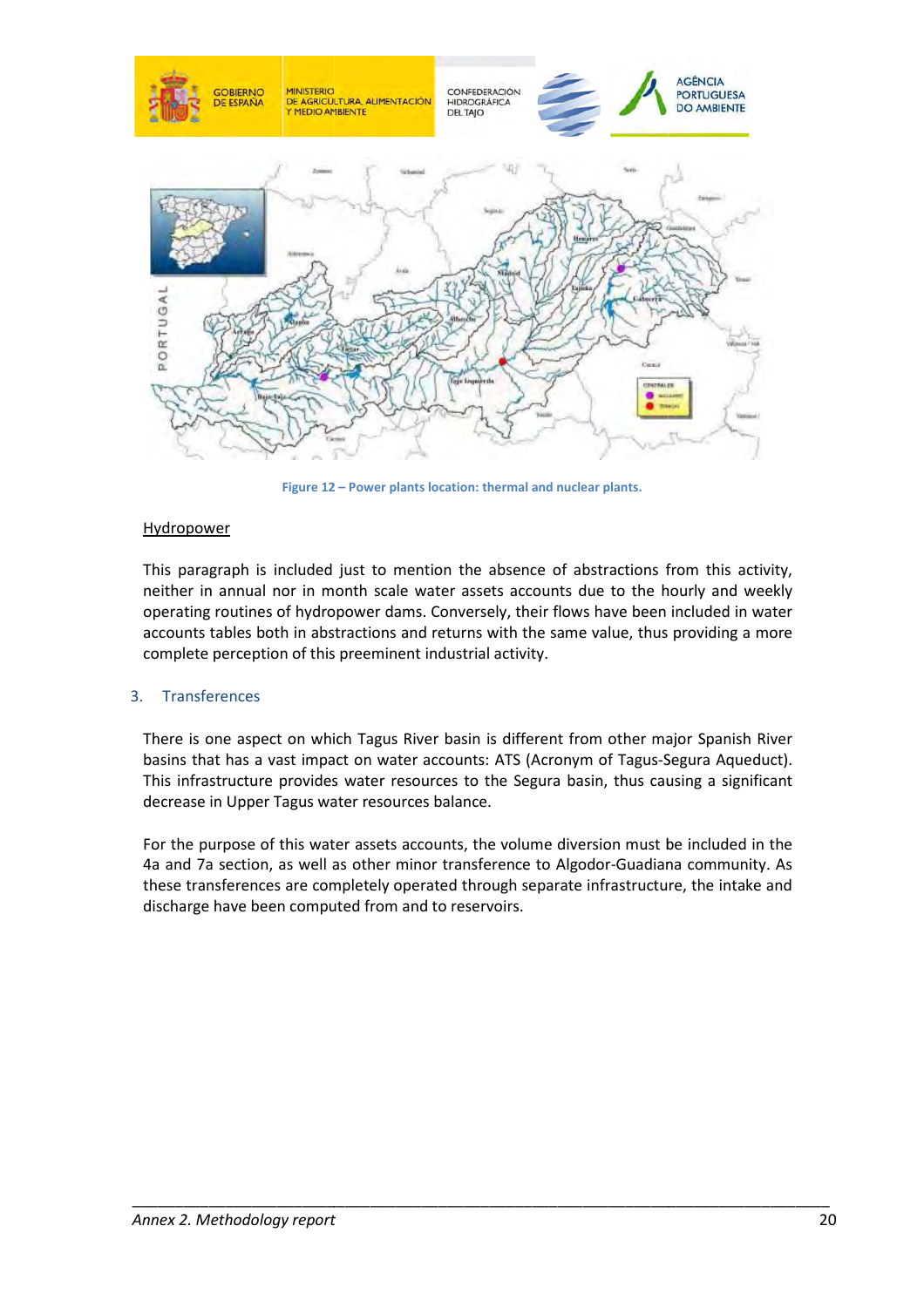Figure 12 – Power plants location: thermal and nuclear plants.

Hydropower

This paragraph is included just to mention the absence of abstractions from this activity, neither in annual nor in month scale water assets accounts due to the hourly and weekly operating routines of hydropower dams. Conversely, their flows have been included in water accounts tables both in abstractions and returns with the same value, thus providing a more complete perception of this preeminent industrial activity.

## 3. Transferences

There is one aspect on which Tagus River basin is different from other major Spanish River basins that has a vast impact on water accounts: ATS (Acronym of Tagus-Segura Aqueduct). This infrastructure provides water resources to the Segura basin, thus causing a significant decrease in Upper Tagus water resources balance.

For the purpose of this water assets accounts, the volume diversion must be included in the 4a and 7a section, as well as other minor transference to Algodor-Guadiana community. As these transferences are completely operated through separate infrastructure, the intake and discharge have been computed from and to reservoirs.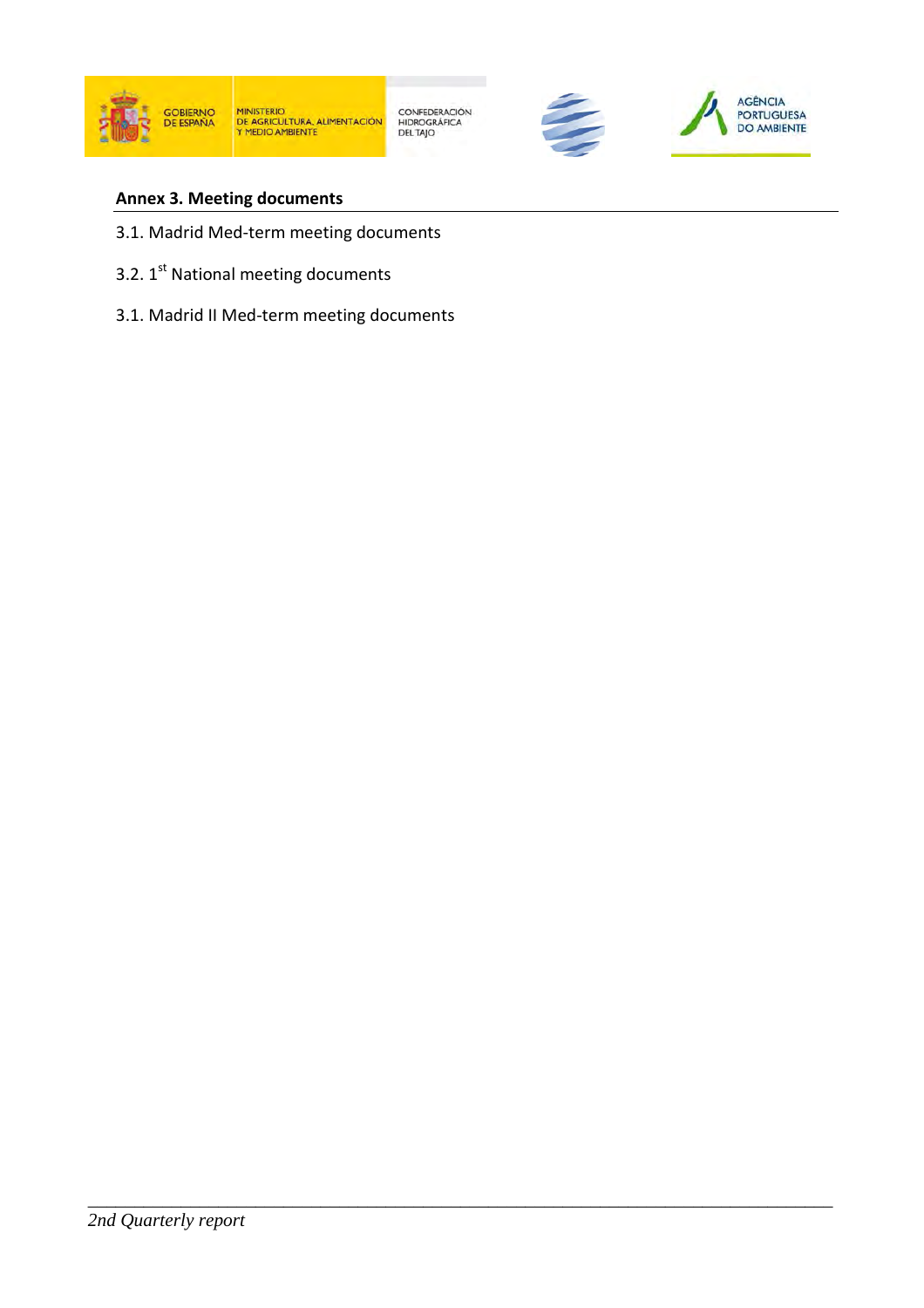## Annex 3. Meeting documents

3.1. Madrid Med-term meeting documents

3.2. 1st National meeting documents

3.1. Madrid II Med-term meeting documents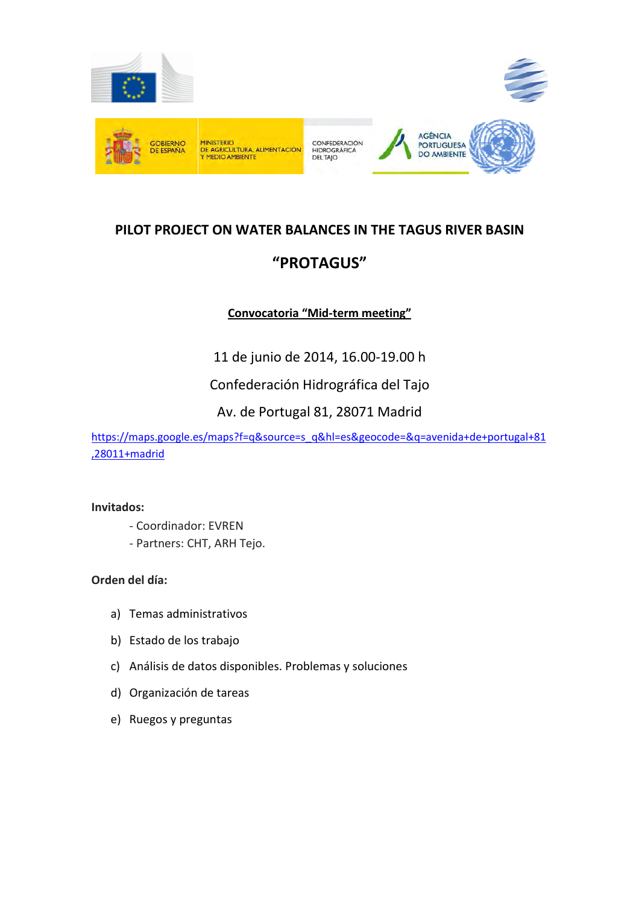GOBIERNO DE ESPAÑA | MINISTERIO DE AGRICULTURA, ALIMENTACIÓN Y MEDIO AMBIENTE | CONFEDERACIÓN HIDROGRÁFICA DEL TAJO | AGÊNCIA PORTUGUESA DO AMBIENTE

# PILOT PROJECT ON WATER BALANCES IN THE TAGUS RIVER BASIN

# "PROTAGUS"

**Convocatoria "Mid-term meeting"**

11 de junio de 2014, 16.00-19.00 h

Confederación Hidrográfica del Tajo

Av. de Portugal 81, 28071 Madrid

https://maps.google.es/maps?f=q&source=s_q&hl=es&geocode=&q=avenida+de+portugal+81,28011+madrid

**Invitados:**

- Coordinador: EVREN
- Partners: CHT, ARH Tejo.

**Orden del día:**

a) Temas administrativos

b) Estado de los trabajo

c) Análisis de datos disponibles. Problemas y soluciones

d) Organización de tareas

e) Ruegos y preguntas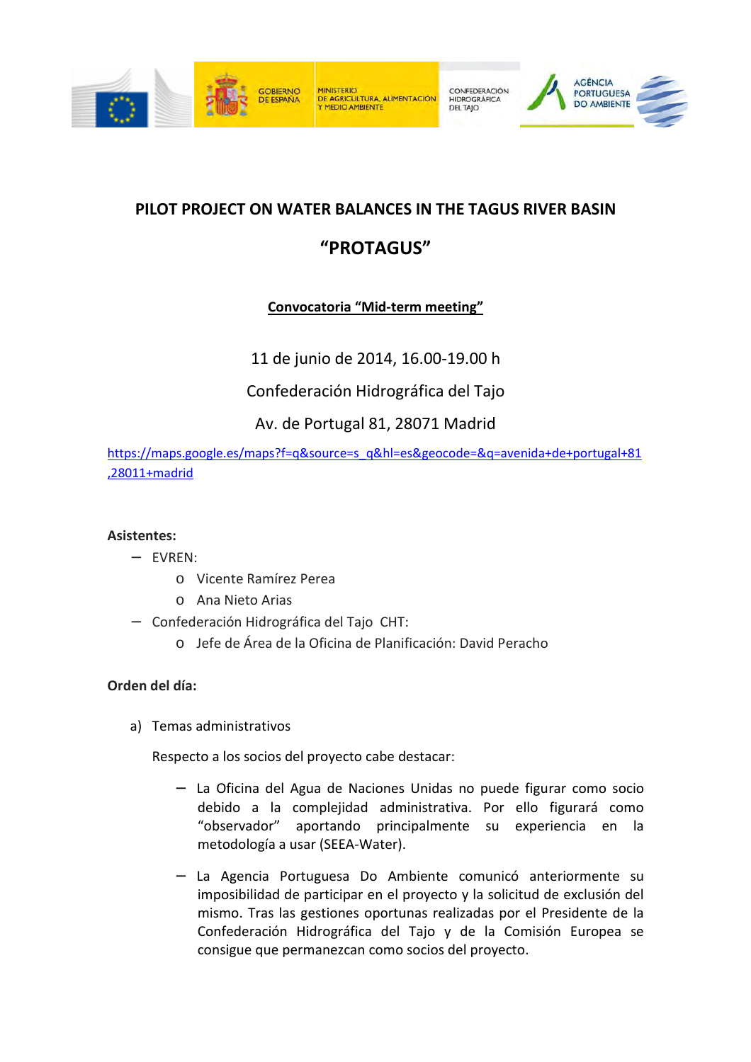**PILOT PROJECT ON WATER BALANCES IN THE TAGUS RIVER BASIN**

**“PROTAGUS”**

**Convocatoria “Mid-term meeting”**

11 de junio de 2014, 16.00-19.00 h

Confederación Hidrográfica del Tajo

Av. de Portugal 81, 28071 Madrid

https://maps.google.es/maps?f=q&source=s_q&hl=es&geocode=&q=avenida+de+portugal+81,28011+madrid

**Asistentes:**

- EVREN:
  - Vicente Ramírez Perea
  - Ana Nieto Arias
- Confederación Hidrográfica del Tajo CHT:
  - Jefe de Área de la Oficina de Planificación: David Peracho

**Orden del día:**

a) Temas administrativos

Respecto a los socios del proyecto cabe destacar:

- La Oficina del Agua de Naciones Unidas no puede figurar como socio debido a la complejidad administrativa. Por ello figurará como “observador” aportando principalmente su experiencia en la metodología a usar (SEEA-Water).
- La Agencia Portuguesa Do Ambiente comunicó anteriormente su imposibilidad de participar en el proyecto y la solicitud de exclusión del mismo. Tras las gestiones oportunas realizadas por el Presidente de la Confederación Hidrográfica del Tajo y de la Comisión Europea se consigue que permanezcan como socios del proyecto.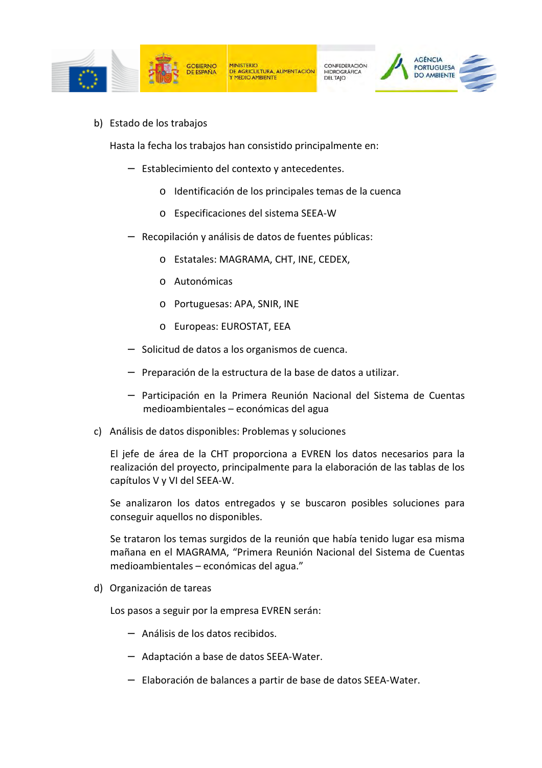b) Estado de los trabajos

Hasta la fecha los trabajos han consistido principalmente en:

- Establecimiento del contexto y antecedentes.
  - Identificación de los principales temas de la cuenca
  - Especificaciones del sistema SEEA-W
- Recopilación y análisis de datos de fuentes públicas:
  - Estatales: MAGRAMA, CHT, INE, CEDEX,
  - Autonómicas
  - Portuguesas: APA, SNIR, INE
  - Europeas: EUROSTAT, EEA
- Solicitud de datos a los organismos de cuenca.
- Preparación de la estructura de la base de datos a utilizar.
- Participación en la Primera Reunión Nacional del Sistema de Cuentas medioambientales – económicas del agua

c) Análisis de datos disponibles: Problemas y soluciones

El jefe de área de la CHT proporciona a EVREN los datos necesarios para la realización del proyecto, principalmente para la elaboración de las tablas de los capítulos V y VI del SEEA-W.

Se analizaron los datos entregados y se buscaron posibles soluciones para conseguir aquellos no disponibles.

Se trataron los temas surgidos de la reunión que había tenido lugar esa misma mañana en el MAGRAMA, "Primera Reunión Nacional del Sistema de Cuentas medioambientales – económicas del agua."

d) Organización de tareas

Los pasos a seguir por la empresa EVREN serán:

- Análisis de los datos recibidos.
- Adaptación a base de datos SEEA-Water.
- Elaboración de balances a partir de base de datos SEEA-Water.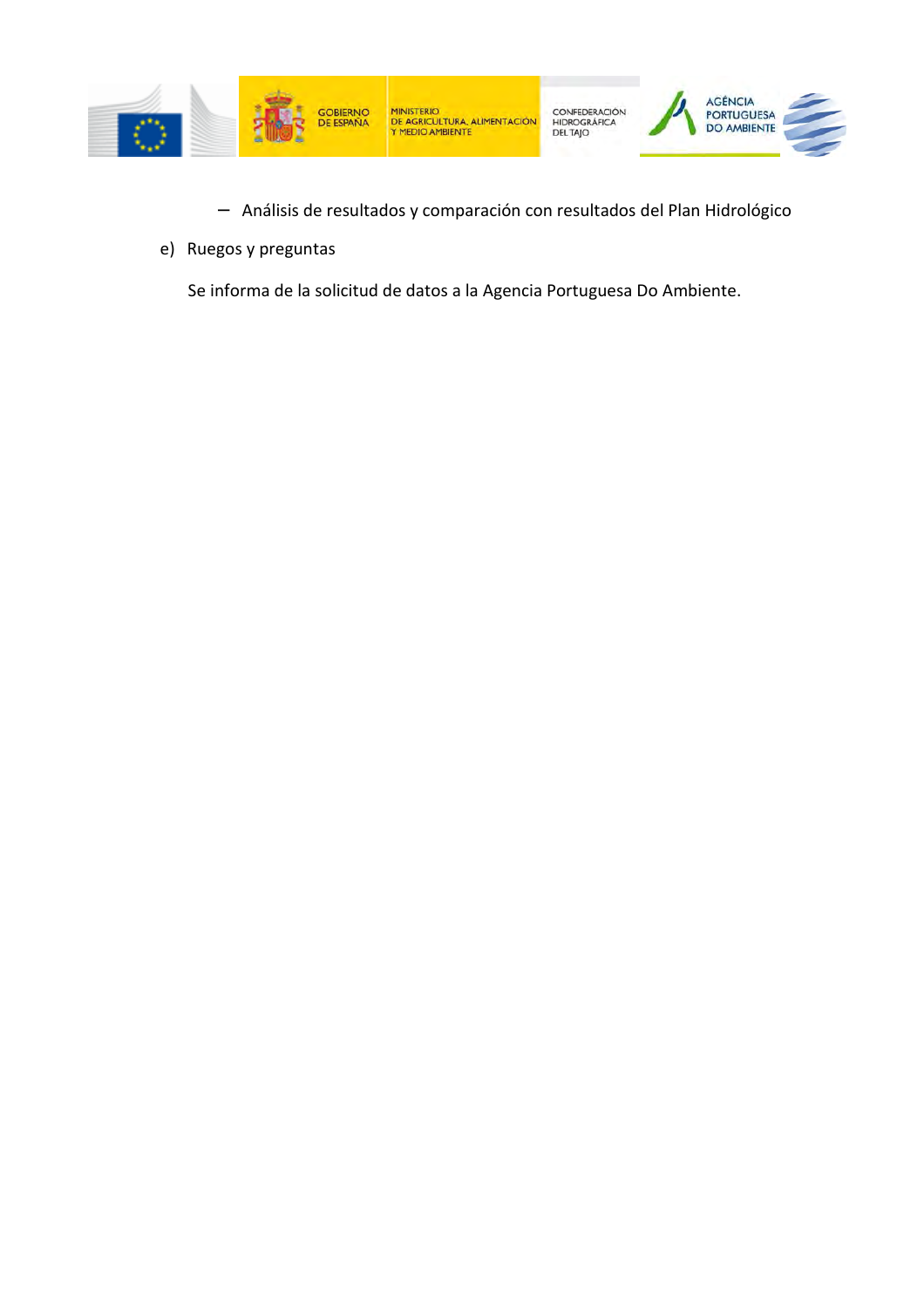- Análisis de resultados y comparación con resultados del Plan Hidrológico

e) Ruegos y preguntas

Se informa de la solicitud de datos a la Agencia Portuguesa Do Ambiente.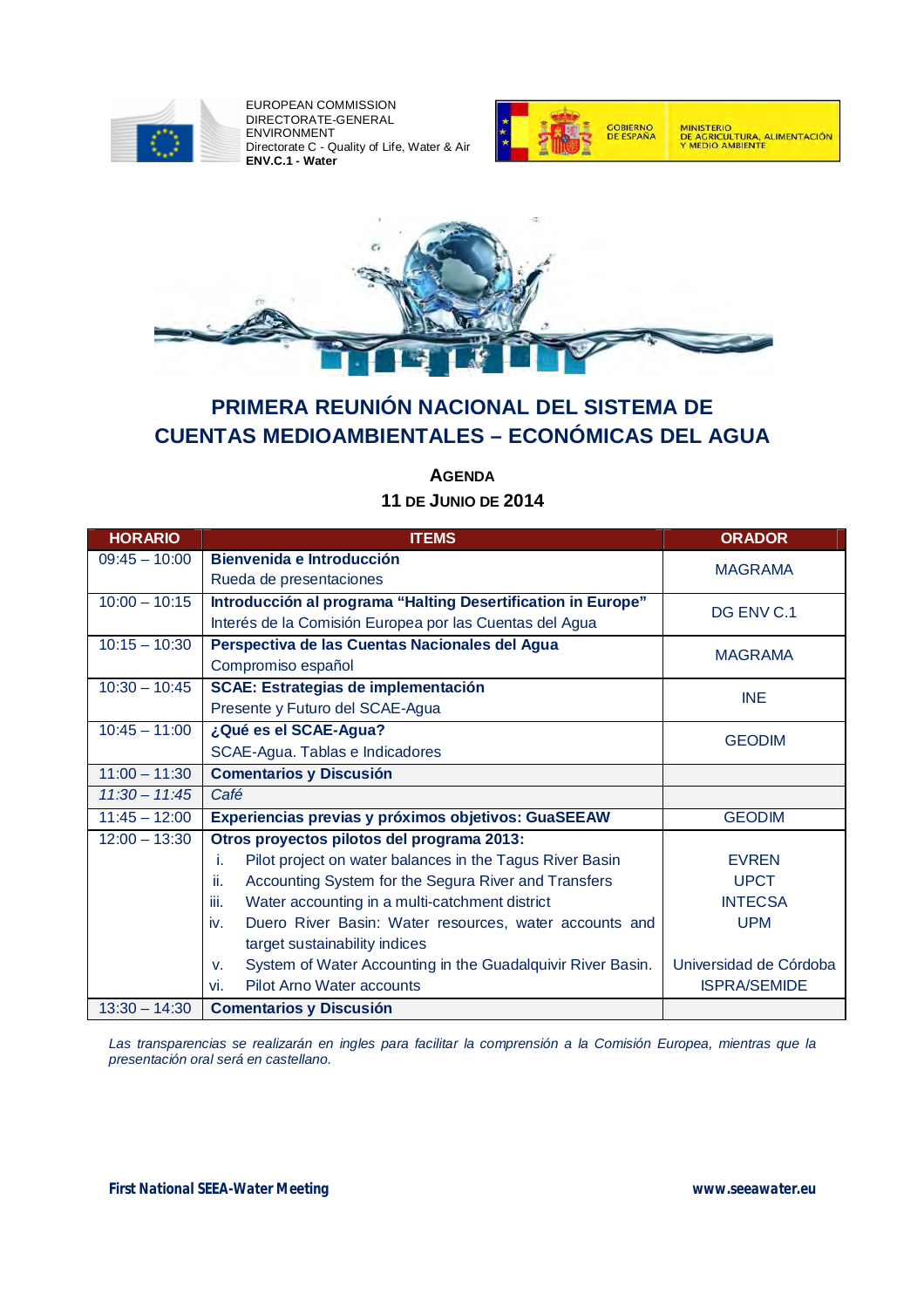EUROPEAN COMMISSION
DIRECTORATE-GENERAL
ENVIRONMENT
Directorate C - Quality of Life, Water & Air
**ENV.C.1 - Water**

GOBIERNO DE ESPAÑA — MINISTERIO DE AGRICULTURA, ALIMENTACIÓN Y MEDIO AMBIENTE

# PRIMERA REUNIÓN NACIONAL DEL SISTEMA DE CUENTAS MEDIOAMBIENTALES – ECONÓMICAS DEL AGUA

## AGENDA

### 11 DE JUNIO DE 2014

| HORARIO | ITEMS | ORADOR |
|---|---|---|
| 09:45 – 10:00 | **Bienvenida e Introducción**<br>Rueda de presentaciones | MAGRAMA |
| 10:00 – 10:15 | **Introducción al programa "Halting Desertification in Europe"**<br>Interés de la Comisión Europea por las Cuentas del Agua | DG ENV C.1 |
| 10:15 – 10:30 | **Perspectiva de las Cuentas Nacionales del Agua**<br>Compromiso español | MAGRAMA |
| 10:30 – 10:45 | **SCAE: Estrategias de implementación**<br>Presente y Futuro del SCAE-Agua | INE |
| 10:45 – 11:00 | **¿Qué es el SCAE-Agua?**<br>SCAE-Agua. Tablas e Indicadores | GEODIM |
| 11:00 – 11:30 | **Comentarios y Discusión** | |
| *11:30 – 11:45* | *Café* | |
| 11:45 – 12:00 | **Experiencias previas y próximos objetivos: GuaSEEAW** | GEODIM |
| 12:00 – 13:30 | **Otros proyectos pilotos del programa 2013:**<br>i. Pilot project on water balances in the Tagus River Basin<br>ii. Accounting System for the Segura River and Transfers<br>iii. Water accounting in a multi-catchment district<br>iv. Duero River Basin: Water resources, water accounts and target sustainability indices<br>v. System of Water Accounting in the Guadalquivir River Basin.<br>vi. Pilot Arno Water accounts | <br>EVREN<br>UPCT<br>INTECSA<br>UPM<br><br>Universidad de Córdoba<br>ISPRA/SEMIDE |
| 13:30 – 14:30 | **Comentarios y Discusión** | |

*Las transparencias se realizarán en ingles para facilitar la comprensión a la Comisión Europea, mientras que la presentación oral será en castellano.*

**First National SEEA-Water Meeting** **www.seeawater.eu**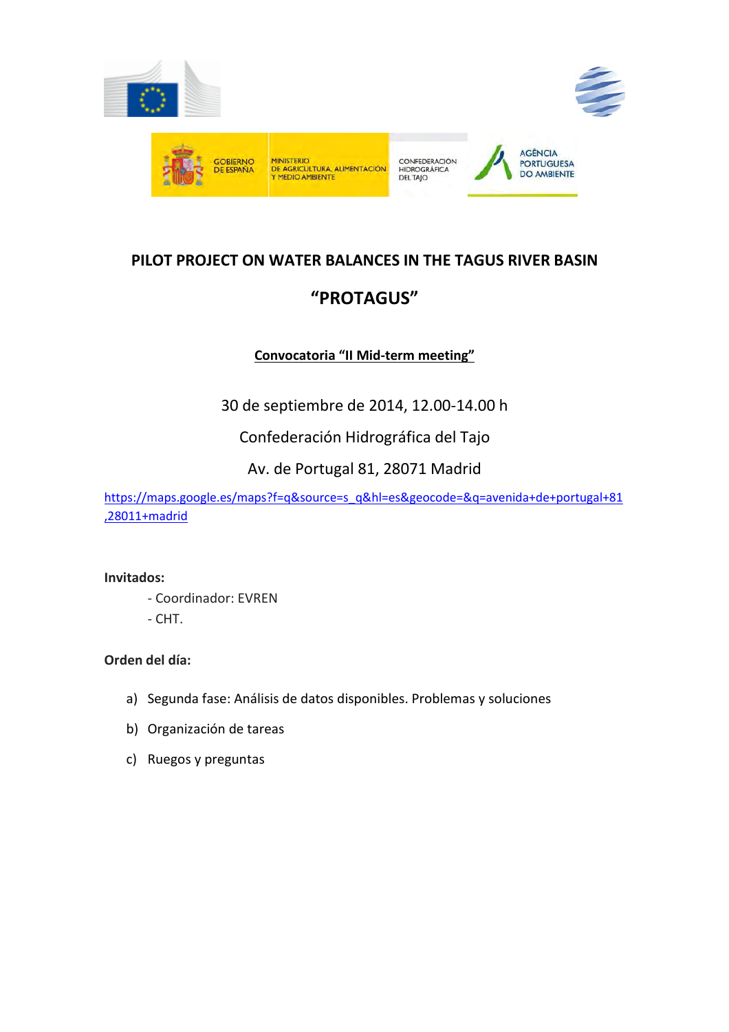GOBIERNO DE ESPAÑA | MINISTERIO DE AGRICULTURA, ALIMENTACIÓN Y MEDIO AMBIENTE | CONFEDERACIÓN HIDROGRÁFICA DEL TAJO | AGÊNCIA PORTUGUESA DO AMBIENTE

# PILOT PROJECT ON WATER BALANCES IN THE TAGUS RIVER BASIN

# "PROTAGUS"

**Convocatoria "II Mid-term meeting"**

30 de septiembre de 2014, 12.00-14.00 h

Confederación Hidrográfica del Tajo

Av. de Portugal 81, 28071 Madrid

https://maps.google.es/maps?f=q&source=s_q&hl=es&geocode=&q=avenida+de+portugal+81,28011+madrid

**Invitados:**

- Coordinador: EVREN
- CHT.

**Orden del día:**

a) Segunda fase: Análisis de datos disponibles. Problemas y soluciones

b) Organización de tareas

c) Ruegos y preguntas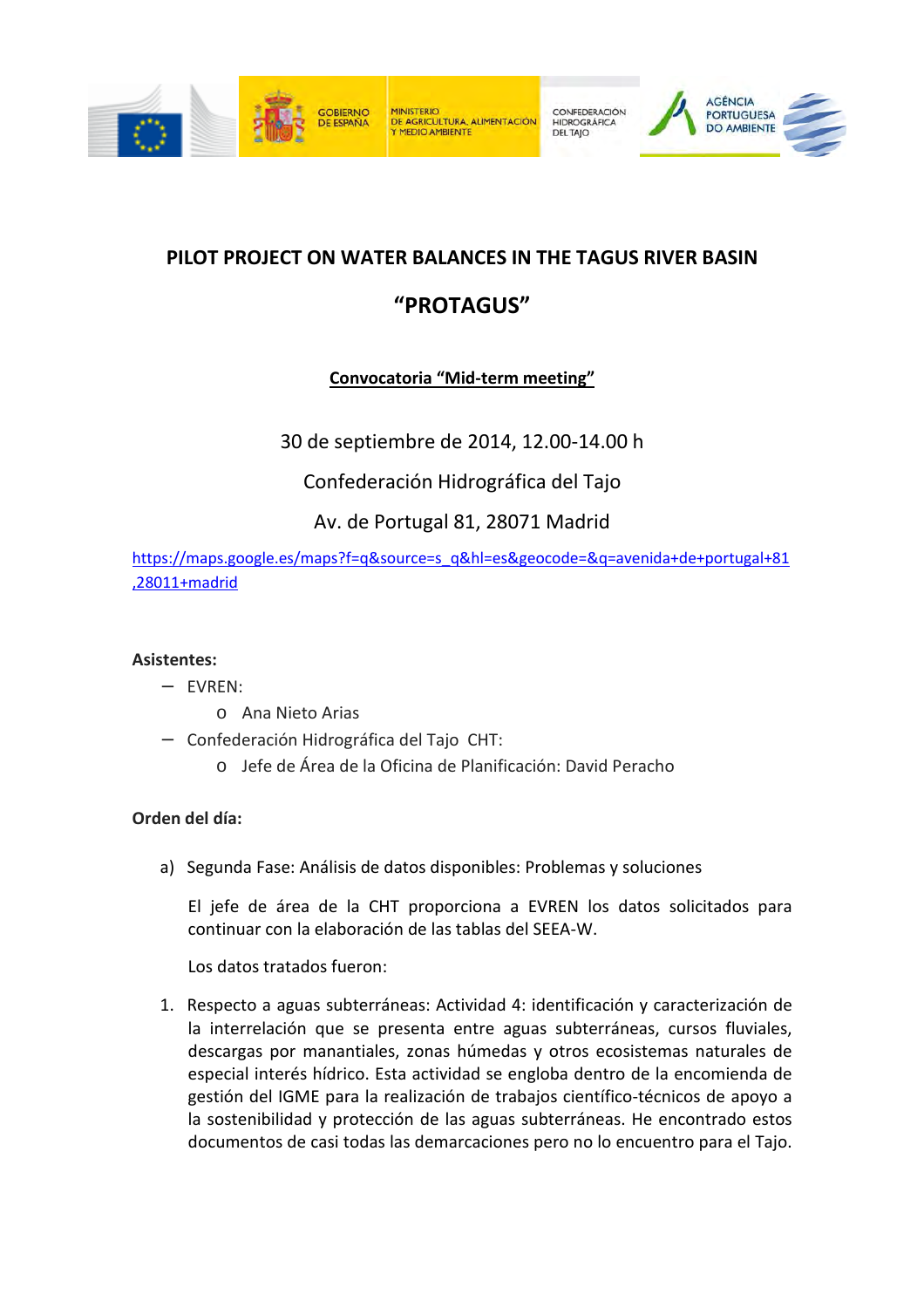# PILOT PROJECT ON WATER BALANCES IN THE TAGUS RIVER BASIN

# "PROTAGUS"

**Convocatoria "Mid-term meeting"**

30 de septiembre de 2014, 12.00-14.00 h

Confederación Hidrográfica del Tajo

Av. de Portugal 81, 28071 Madrid

https://maps.google.es/maps?f=q&source=s_q&hl=es&geocode=&q=avenida+de+portugal+81,28011+madrid

**Asistentes:**

- EVREN:
  - Ana Nieto Arias
- Confederación Hidrográfica del Tajo CHT:
  - Jefe de Área de la Oficina de Planificación: David Peracho

**Orden del día:**

a) Segunda Fase: Análisis de datos disponibles: Problemas y soluciones

   El jefe de área de la CHT proporciona a EVREN los datos solicitados para continuar con la elaboración de las tablas del SEEA-W.

   Los datos tratados fueron:

1. Respecto a aguas subterráneas: Actividad 4: identificación y caracterización de la interrelación que se presenta entre aguas subterráneas, cursos fluviales, descargas por manantiales, zonas húmedas y otros ecosistemas naturales de especial interés hídrico. Esta actividad se engloba dentro de la encomienda de gestión del IGME para la realización de trabajos científico-técnicos de apoyo a la sostenibilidad y protección de las aguas subterráneas. He encontrado estos documentos de casi todas las demarcaciones pero no lo encuentro para el Tajo.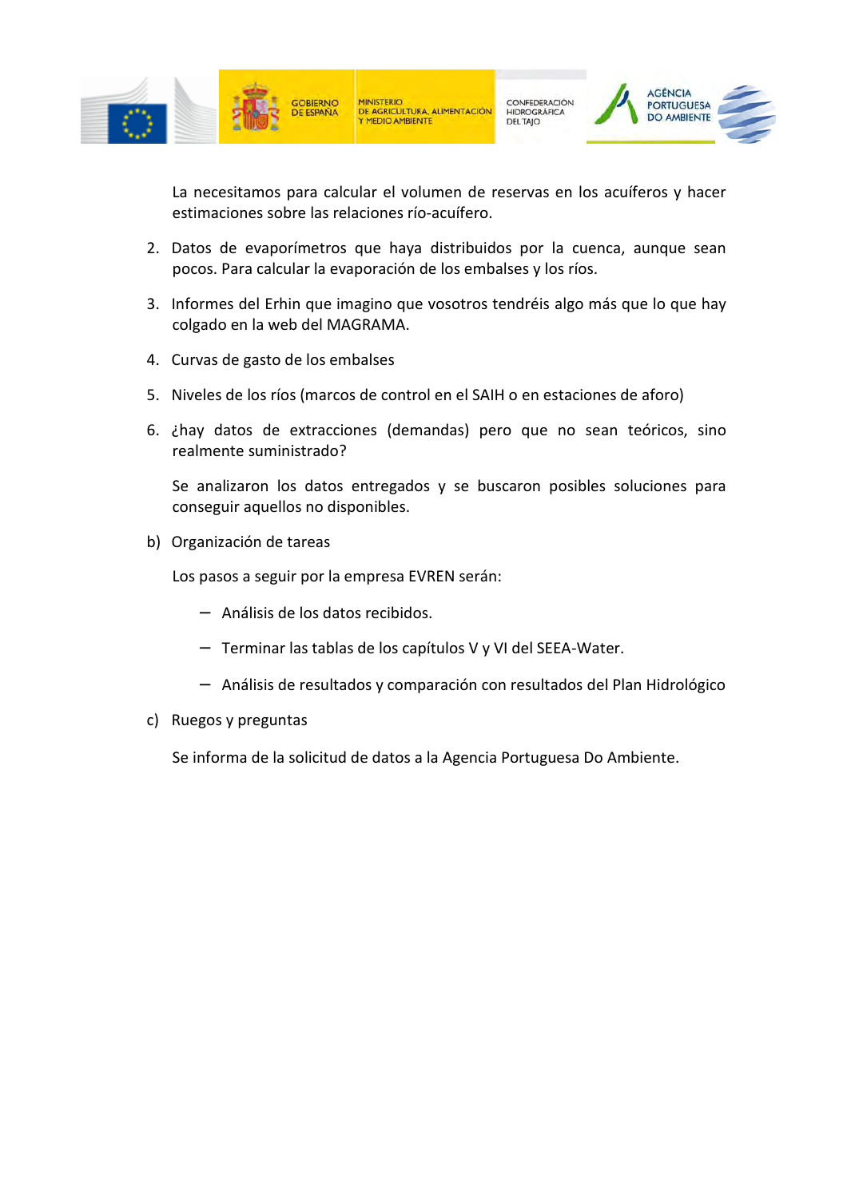La necesitamos para calcular el volumen de reservas en los acuíferos y hacer estimaciones sobre las relaciones río-acuífero.

2. Datos de evaporímetros que haya distribuidos por la cuenca, aunque sean pocos. Para calcular la evaporación de los embalses y los ríos.

3. Informes del Erhin que imagino que vosotros tendréis algo más que lo que hay colgado en la web del MAGRAMA.

4. Curvas de gasto de los embalses

5. Niveles de los ríos (marcos de control en el SAIH o en estaciones de aforo)

6. ¿hay datos de extracciones (demandas) pero que no sean teóricos, sino realmente suministrado?

   Se analizaron los datos entregados y se buscaron posibles soluciones para conseguir aquellos no disponibles.

b) Organización de tareas

   Los pasos a seguir por la empresa EVREN serán:

   - Análisis de los datos recibidos.
   - Terminar las tablas de los capítulos V y VI del SEEA-Water.
   - Análisis de resultados y comparación con resultados del Plan Hidrológico

c) Ruegos y preguntas

   Se informa de la solicitud de datos a la Agencia Portuguesa Do Ambiente.